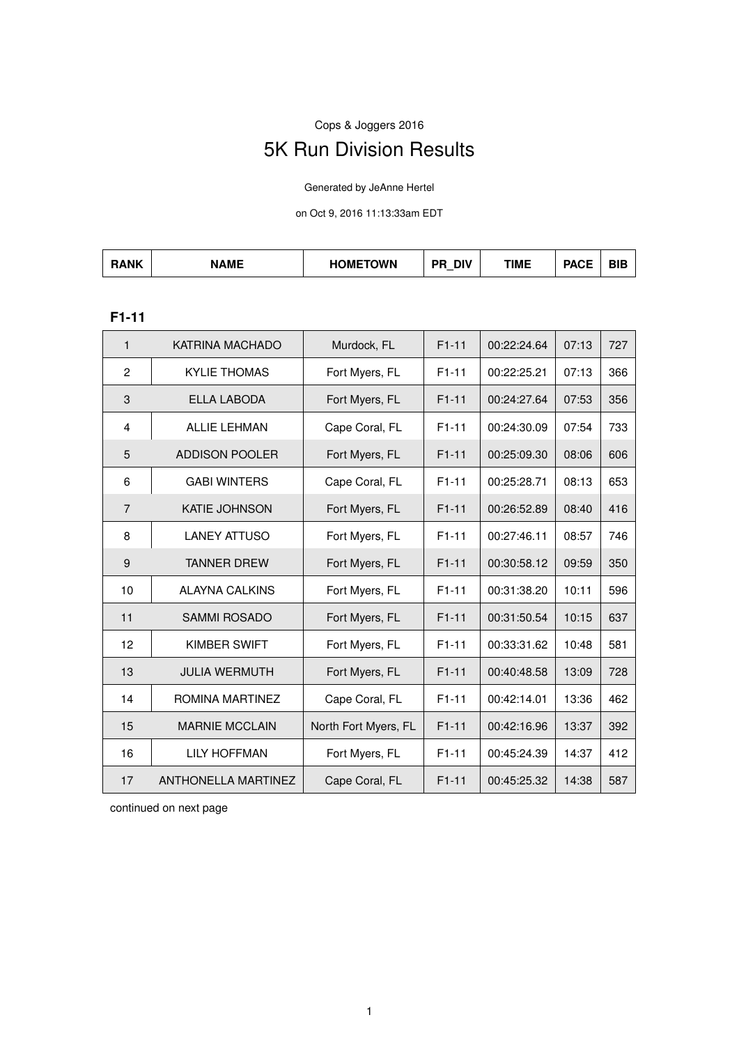Cops & Joggers 2016

# 5K Run Division Results

Generated by JeAnne Hertel

on Oct 9, 2016 11:13:33am EDT

### F1-11

| RANK | NAME | HOMETOWN | PR_DIV | TIME | PACE | BIB |
|---|---|---|---|---|---|---|
| 1 | KATRINA MACHADO | Murdock, FL | F1-11 | 00:22:24.64 | 07:13 | 727 |
| 2 | KYLIE THOMAS | Fort Myers, FL | F1-11 | 00:22:25.21 | 07:13 | 366 |
| 3 | ELLA LABODA | Fort Myers, FL | F1-11 | 00:24:27.64 | 07:53 | 356 |
| 4 | ALLIE LEHMAN | Cape Coral, FL | F1-11 | 00:24:30.09 | 07:54 | 733 |
| 5 | ADDISON POOLER | Fort Myers, FL | F1-11 | 00:25:09.30 | 08:06 | 606 |
| 6 | GABI WINTERS | Cape Coral, FL | F1-11 | 00:25:28.71 | 08:13 | 653 |
| 7 | KATIE JOHNSON | Fort Myers, FL | F1-11 | 00:26:52.89 | 08:40 | 416 |
| 8 | LANEY ATTUSO | Fort Myers, FL | F1-11 | 00:27:46.11 | 08:57 | 746 |
| 9 | TANNER DREW | Fort Myers, FL | F1-11 | 00:30:58.12 | 09:59 | 350 |
| 10 | ALAYNA CALKINS | Fort Myers, FL | F1-11 | 00:31:38.20 | 10:11 | 596 |
| 11 | SAMMI ROSADO | Fort Myers, FL | F1-11 | 00:31:50.54 | 10:15 | 637 |
| 12 | KIMBER SWIFT | Fort Myers, FL | F1-11 | 00:33:31.62 | 10:48 | 581 |
| 13 | JULIA WERMUTH | Fort Myers, FL | F1-11 | 00:40:48.58 | 13:09 | 728 |
| 14 | ROMINA MARTINEZ | Cape Coral, FL | F1-11 | 00:42:14.01 | 13:36 | 462 |
| 15 | MARNIE MCCLAIN | North Fort Myers, FL | F1-11 | 00:42:16.96 | 13:37 | 392 |
| 16 | LILY HOFFMAN | Fort Myers, FL | F1-11 | 00:45:24.39 | 14:37 | 412 |
| 17 | ANTHONELLA MARTINEZ | Cape Coral, FL | F1-11 | 00:45:25.32 | 14:38 | 587 |

continued on next page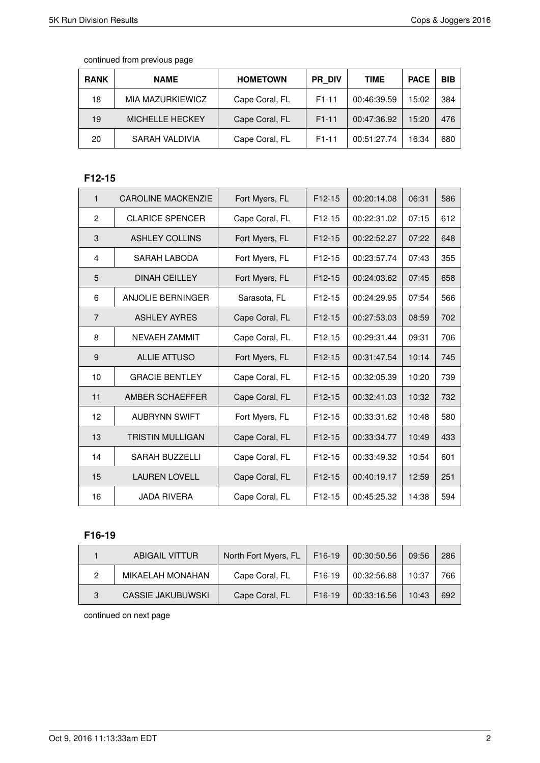continued from previous page

| RANK | NAME | HOMETOWN | PR_DIV | TIME | PACE | BIB |
|---|---|---|---|---|---|---|
| 18 | MIA MAZURKIEWICZ | Cape Coral, FL | F1-11 | 00:46:39.59 | 15:02 | 384 |
| 19 | MICHELLE HECKEY | Cape Coral, FL | F1-11 | 00:47:36.92 | 15:20 | 476 |
| 20 | SARAH VALDIVIA | Cape Coral, FL | F1-11 | 00:51:27.74 | 16:34 | 680 |

### F12-15

| RANK | NAME | HOMETOWN | PR_DIV | TIME | PACE | BIB |
|---|---|---|---|---|---|---|
| 1 | CAROLINE MACKENZIE | Fort Myers, FL | F12-15 | 00:20:14.08 | 06:31 | 586 |
| 2 | CLARICE SPENCER | Cape Coral, FL | F12-15 | 00:22:31.02 | 07:15 | 612 |
| 3 | ASHLEY COLLINS | Fort Myers, FL | F12-15 | 00:22:52.27 | 07:22 | 648 |
| 4 | SARAH LABODA | Fort Myers, FL | F12-15 | 00:23:57.74 | 07:43 | 355 |
| 5 | DINAH CEILLEY | Fort Myers, FL | F12-15 | 00:24:03.62 | 07:45 | 658 |
| 6 | ANJOLIE BERNINGER | Sarasota, FL | F12-15 | 00:24:29.95 | 07:54 | 566 |
| 7 | ASHLEY AYRES | Cape Coral, FL | F12-15 | 00:27:53.03 | 08:59 | 702 |
| 8 | NEVAEH ZAMMIT | Cape Coral, FL | F12-15 | 00:29:31.44 | 09:31 | 706 |
| 9 | ALLIE ATTUSO | Fort Myers, FL | F12-15 | 00:31:47.54 | 10:14 | 745 |
| 10 | GRACIE BENTLEY | Cape Coral, FL | F12-15 | 00:32:05.39 | 10:20 | 739 |
| 11 | AMBER SCHAEFFER | Cape Coral, FL | F12-15 | 00:32:41.03 | 10:32 | 732 |
| 12 | AUBRYNN SWIFT | Fort Myers, FL | F12-15 | 00:33:31.62 | 10:48 | 580 |
| 13 | TRISTIN MULLIGAN | Cape Coral, FL | F12-15 | 00:33:34.77 | 10:49 | 433 |
| 14 | SARAH BUZZELLI | Cape Coral, FL | F12-15 | 00:33:49.32 | 10:54 | 601 |
| 15 | LAUREN LOVELL | Cape Coral, FL | F12-15 | 00:40:19.17 | 12:59 | 251 |
| 16 | JADA RIVERA | Cape Coral, FL | F12-15 | 00:45:25.32 | 14:38 | 594 |

### F16-19

| RANK | NAME | HOMETOWN | PR_DIV | TIME | PACE | BIB |
|---|---|---|---|---|---|---|
| 1 | ABIGAIL VITTUR | North Fort Myers, FL | F16-19 | 00:30:50.56 | 09:56 | 286 |
| 2 | MIKAELAH MONAHAN | Cape Coral, FL | F16-19 | 00:32:56.88 | 10:37 | 766 |
| 3 | CASSIE JAKUBUWSKI | Cape Coral, FL | F16-19 | 00:33:16.56 | 10:43 | 692 |

continued on next page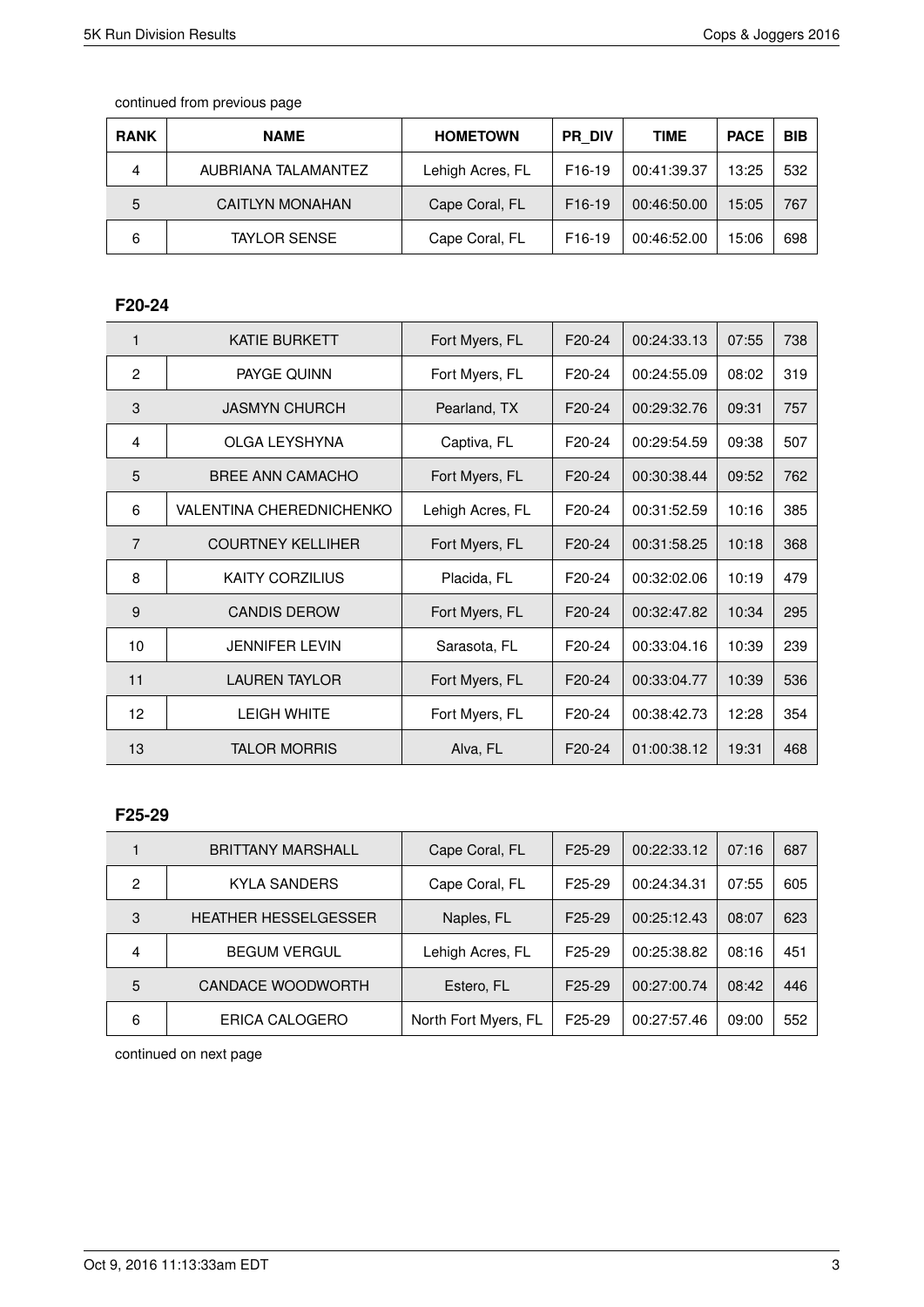continued from previous page

| RANK | NAME | HOMETOWN | PR_DIV | TIME | PACE | BIB |
|---|---|---|---|---|---|---|
| 4 | AUBRIANA TALAMANTEZ | Lehigh Acres, FL | F16-19 | 00:41:39.37 | 13:25 | 532 |
| 5 | CAITLYN MONAHAN | Cape Coral, FL | F16-19 | 00:46:50.00 | 15:05 | 767 |
| 6 | TAYLOR SENSE | Cape Coral, FL | F16-19 | 00:46:52.00 | 15:06 | 698 |

## F20-24

| RANK | NAME | HOMETOWN | PR_DIV | TIME | PACE | BIB |
|---|---|---|---|---|---|---|
| 1 | KATIE BURKETT | Fort Myers, FL | F20-24 | 00:24:33.13 | 07:55 | 738 |
| 2 | PAYGE QUINN | Fort Myers, FL | F20-24 | 00:24:55.09 | 08:02 | 319 |
| 3 | JASMYN CHURCH | Pearland, TX | F20-24 | 00:29:32.76 | 09:31 | 757 |
| 4 | OLGA LEYSHYNA | Captiva, FL | F20-24 | 00:29:54.59 | 09:38 | 507 |
| 5 | BREE ANN CAMACHO | Fort Myers, FL | F20-24 | 00:30:38.44 | 09:52 | 762 |
| 6 | VALENTINA CHEREDNICHENKO | Lehigh Acres, FL | F20-24 | 00:31:52.59 | 10:16 | 385 |
| 7 | COURTNEY KELLIHER | Fort Myers, FL | F20-24 | 00:31:58.25 | 10:18 | 368 |
| 8 | KAITY CORZILIUS | Placida, FL | F20-24 | 00:32:02.06 | 10:19 | 479 |
| 9 | CANDIS DEROW | Fort Myers, FL | F20-24 | 00:32:47.82 | 10:34 | 295 |
| 10 | JENNIFER LEVIN | Sarasota, FL | F20-24 | 00:33:04.16 | 10:39 | 239 |
| 11 | LAUREN TAYLOR | Fort Myers, FL | F20-24 | 00:33:04.77 | 10:39 | 536 |
| 12 | LEIGH WHITE | Fort Myers, FL | F20-24 | 00:38:42.73 | 12:28 | 354 |
| 13 | TALOR MORRIS | Alva, FL | F20-24 | 01:00:38.12 | 19:31 | 468 |

## F25-29

| RANK | NAME | HOMETOWN | PR_DIV | TIME | PACE | BIB |
|---|---|---|---|---|---|---|
| 1 | BRITTANY MARSHALL | Cape Coral, FL | F25-29 | 00:22:33.12 | 07:16 | 687 |
| 2 | KYLA SANDERS | Cape Coral, FL | F25-29 | 00:24:34.31 | 07:55 | 605 |
| 3 | HEATHER HESSELGESSER | Naples, FL | F25-29 | 00:25:12.43 | 08:07 | 623 |
| 4 | BEGUM VERGUL | Lehigh Acres, FL | F25-29 | 00:25:38.82 | 08:16 | 451 |
| 5 | CANDACE WOODWORTH | Estero, FL | F25-29 | 00:27:00.74 | 08:42 | 446 |
| 6 | ERICA CALOGERO | North Fort Myers, FL | F25-29 | 00:27:57.46 | 09:00 | 552 |

continued on next page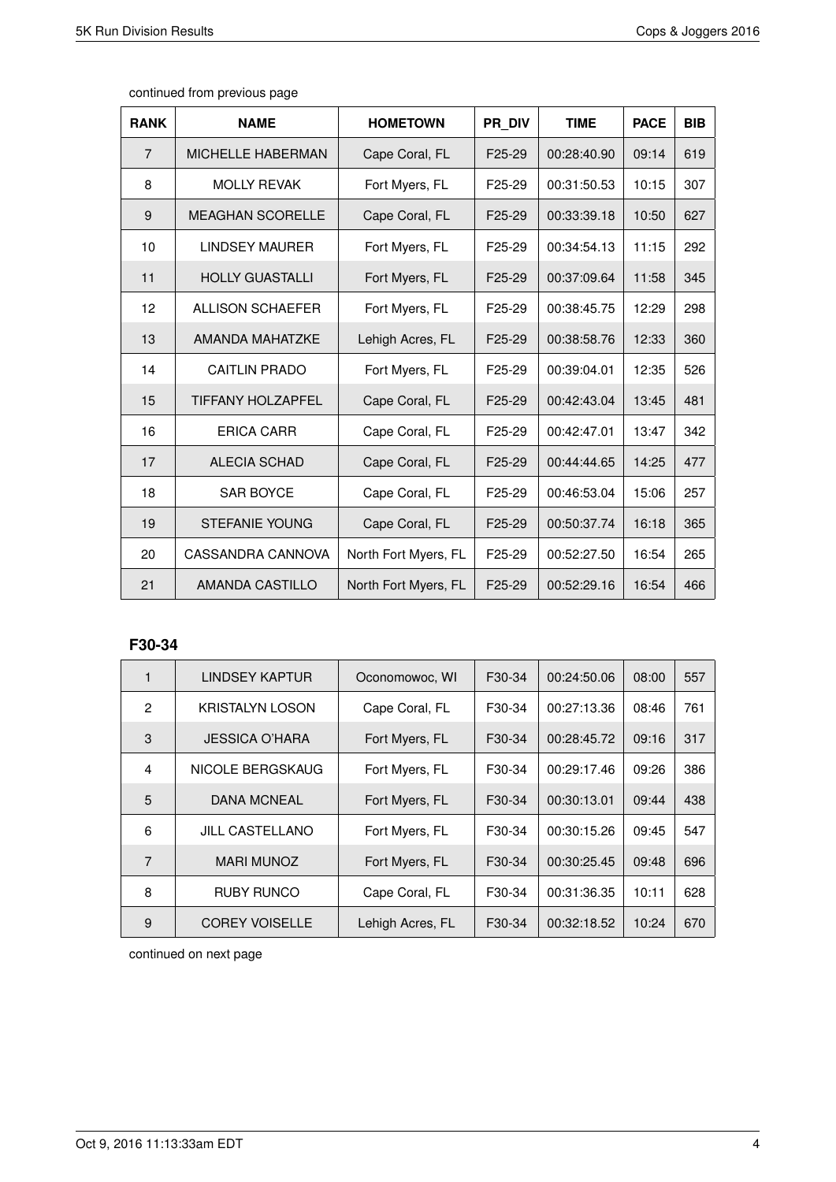continued from previous page

| RANK | NAME | HOMETOWN | PR_DIV | TIME | PACE | BIB |
| --- | --- | --- | --- | --- | --- | --- |
| 7 | MICHELLE HABERMAN | Cape Coral, FL | F25-29 | 00:28:40.90 | 09:14 | 619 |
| 8 | MOLLY REVAK | Fort Myers, FL | F25-29 | 00:31:50.53 | 10:15 | 307 |
| 9 | MEAGHAN SCORELLE | Cape Coral, FL | F25-29 | 00:33:39.18 | 10:50 | 627 |
| 10 | LINDSEY MAURER | Fort Myers, FL | F25-29 | 00:34:54.13 | 11:15 | 292 |
| 11 | HOLLY GUASTALLI | Fort Myers, FL | F25-29 | 00:37:09.64 | 11:58 | 345 |
| 12 | ALLISON SCHAEFER | Fort Myers, FL | F25-29 | 00:38:45.75 | 12:29 | 298 |
| 13 | AMANDA MAHATZKE | Lehigh Acres, FL | F25-29 | 00:38:58.76 | 12:33 | 360 |
| 14 | CAITLIN PRADO | Fort Myers, FL | F25-29 | 00:39:04.01 | 12:35 | 526 |
| 15 | TIFFANY HOLZAPFEL | Cape Coral, FL | F25-29 | 00:42:43.04 | 13:45 | 481 |
| 16 | ERICA CARR | Cape Coral, FL | F25-29 | 00:42:47.01 | 13:47 | 342 |
| 17 | ALECIA SCHAD | Cape Coral, FL | F25-29 | 00:44:44.65 | 14:25 | 477 |
| 18 | SAR BOYCE | Cape Coral, FL | F25-29 | 00:46:53.04 | 15:06 | 257 |
| 19 | STEFANIE YOUNG | Cape Coral, FL | F25-29 | 00:50:37.74 | 16:18 | 365 |
| 20 | CASSANDRA CANNOVA | North Fort Myers, FL | F25-29 | 00:52:27.50 | 16:54 | 265 |
| 21 | AMANDA CASTILLO | North Fort Myers, FL | F25-29 | 00:52:29.16 | 16:54 | 466 |

### F30-34

| RANK | NAME | HOMETOWN | PR_DIV | TIME | PACE | BIB |
| --- | --- | --- | --- | --- | --- | --- |
| 1 | LINDSEY KAPTUR | Oconomowoc, WI | F30-34 | 00:24:50.06 | 08:00 | 557 |
| 2 | KRISTALYN LOSON | Cape Coral, FL | F30-34 | 00:27:13.36 | 08:46 | 761 |
| 3 | JESSICA O'HARA | Fort Myers, FL | F30-34 | 00:28:45.72 | 09:16 | 317 |
| 4 | NICOLE BERGSKAUG | Fort Myers, FL | F30-34 | 00:29:17.46 | 09:26 | 386 |
| 5 | DANA MCNEAL | Fort Myers, FL | F30-34 | 00:30:13.01 | 09:44 | 438 |
| 6 | JILL CASTELLANO | Fort Myers, FL | F30-34 | 00:30:15.26 | 09:45 | 547 |
| 7 | MARI MUNOZ | Fort Myers, FL | F30-34 | 00:30:25.45 | 09:48 | 696 |
| 8 | RUBY RUNCO | Cape Coral, FL | F30-34 | 00:31:36.35 | 10:11 | 628 |
| 9 | COREY VOISELLE | Lehigh Acres, FL | F30-34 | 00:32:18.52 | 10:24 | 670 |

continued on next page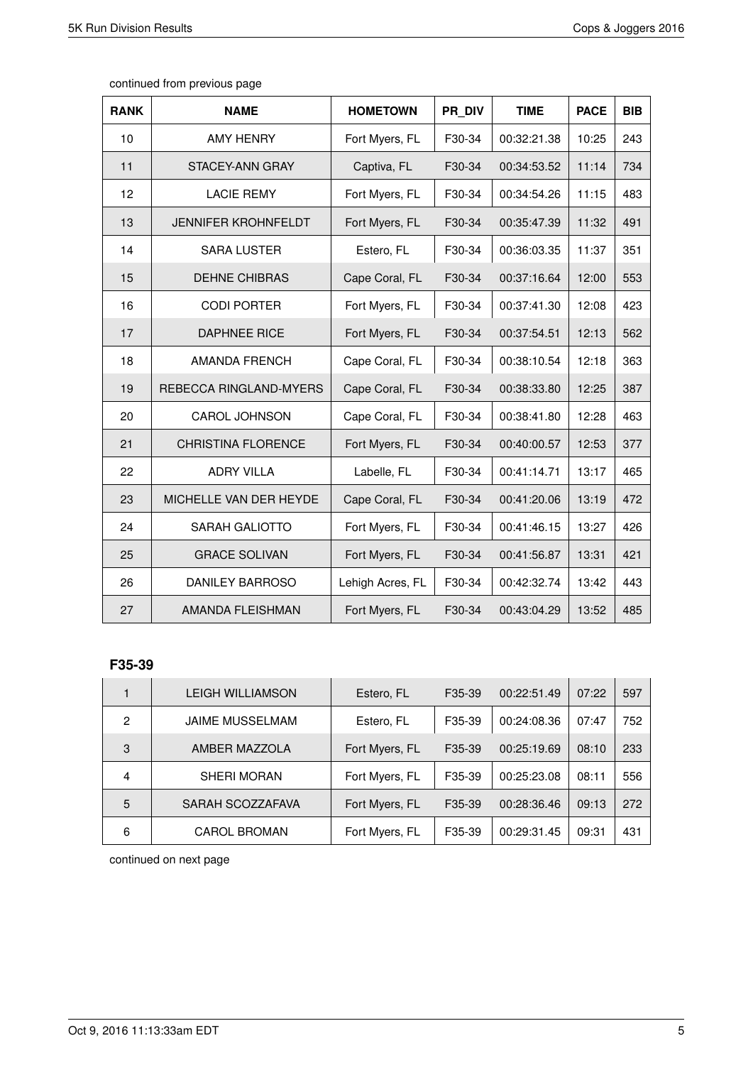continued from previous page

| RANK | NAME | HOMETOWN | PR_DIV | TIME | PACE | BIB |
|---|---|---|---|---|---|---|
| 10 | AMY HENRY | Fort Myers, FL | F30-34 | 00:32:21.38 | 10:25 | 243 |
| 11 | STACEY-ANN GRAY | Captiva, FL | F30-34 | 00:34:53.52 | 11:14 | 734 |
| 12 | LACIE REMY | Fort Myers, FL | F30-34 | 00:34:54.26 | 11:15 | 483 |
| 13 | JENNIFER KROHNFELDT | Fort Myers, FL | F30-34 | 00:35:47.39 | 11:32 | 491 |
| 14 | SARA LUSTER | Estero, FL | F30-34 | 00:36:03.35 | 11:37 | 351 |
| 15 | DEHNE CHIBRAS | Cape Coral, FL | F30-34 | 00:37:16.64 | 12:00 | 553 |
| 16 | CODI PORTER | Fort Myers, FL | F30-34 | 00:37:41.30 | 12:08 | 423 |
| 17 | DAPHNEE RICE | Fort Myers, FL | F30-34 | 00:37:54.51 | 12:13 | 562 |
| 18 | AMANDA FRENCH | Cape Coral, FL | F30-34 | 00:38:10.54 | 12:18 | 363 |
| 19 | REBECCA RINGLAND-MYERS | Cape Coral, FL | F30-34 | 00:38:33.80 | 12:25 | 387 |
| 20 | CAROL JOHNSON | Cape Coral, FL | F30-34 | 00:38:41.80 | 12:28 | 463 |
| 21 | CHRISTINA FLORENCE | Fort Myers, FL | F30-34 | 00:40:00.57 | 12:53 | 377 |
| 22 | ADRY VILLA | Labelle, FL | F30-34 | 00:41:14.71 | 13:17 | 465 |
| 23 | MICHELLE VAN DER HEYDE | Cape Coral, FL | F30-34 | 00:41:20.06 | 13:19 | 472 |
| 24 | SARAH GALIOTTO | Fort Myers, FL | F30-34 | 00:41:46.15 | 13:27 | 426 |
| 25 | GRACE SOLIVAN | Fort Myers, FL | F30-34 | 00:41:56.87 | 13:31 | 421 |
| 26 | DANILEY BARROSO | Lehigh Acres, FL | F30-34 | 00:42:32.74 | 13:42 | 443 |
| 27 | AMANDA FLEISHMAN | Fort Myers, FL | F30-34 | 00:43:04.29 | 13:52 | 485 |

**F35-39**

| RANK | NAME | HOMETOWN | PR_DIV | TIME | PACE | BIB |
|---|---|---|---|---|---|---|
| 1 | LEIGH WILLIAMSON | Estero, FL | F35-39 | 00:22:51.49 | 07:22 | 597 |
| 2 | JAIME MUSSELMAM | Estero, FL | F35-39 | 00:24:08.36 | 07:47 | 752 |
| 3 | AMBER MAZZOLA | Fort Myers, FL | F35-39 | 00:25:19.69 | 08:10 | 233 |
| 4 | SHERI MORAN | Fort Myers, FL | F35-39 | 00:25:23.08 | 08:11 | 556 |
| 5 | SARAH SCOZZAFAVA | Fort Myers, FL | F35-39 | 00:28:36.46 | 09:13 | 272 |
| 6 | CAROL BROMAN | Fort Myers, FL | F35-39 | 00:29:31.45 | 09:31 | 431 |

continued on next page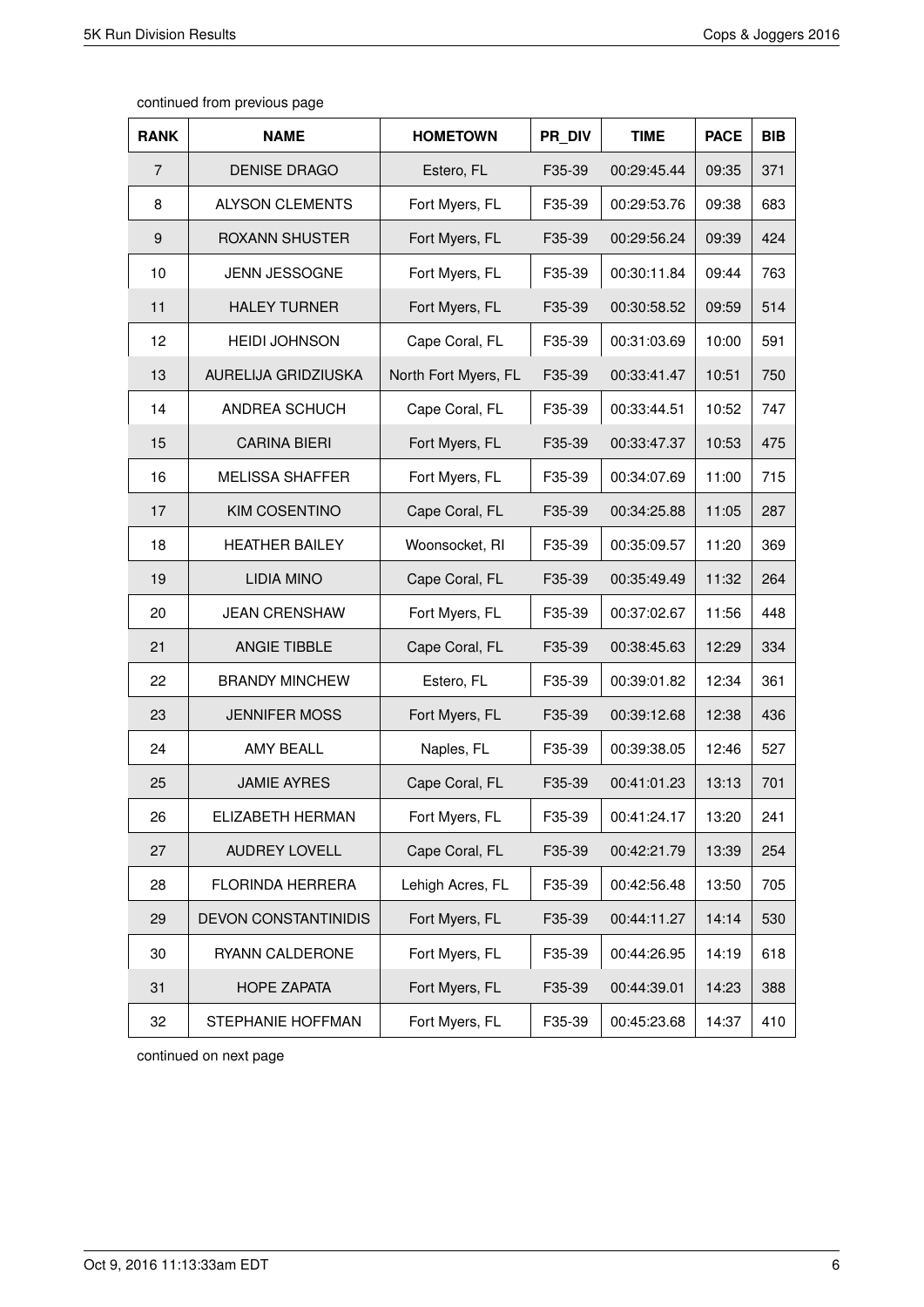continued from previous page

| RANK | NAME | HOMETOWN | PR_DIV | TIME | PACE | BIB |
|---|---|---|---|---|---|---|
| 7 | DENISE DRAGO | Estero, FL | F35-39 | 00:29:45.44 | 09:35 | 371 |
| 8 | ALYSON CLEMENTS | Fort Myers, FL | F35-39 | 00:29:53.76 | 09:38 | 683 |
| 9 | ROXANN SHUSTER | Fort Myers, FL | F35-39 | 00:29:56.24 | 09:39 | 424 |
| 10 | JENN JESSOGNE | Fort Myers, FL | F35-39 | 00:30:11.84 | 09:44 | 763 |
| 11 | HALEY TURNER | Fort Myers, FL | F35-39 | 00:30:58.52 | 09:59 | 514 |
| 12 | HEIDI JOHNSON | Cape Coral, FL | F35-39 | 00:31:03.69 | 10:00 | 591 |
| 13 | AURELIJA GRIDZIUSKA | North Fort Myers, FL | F35-39 | 00:33:41.47 | 10:51 | 750 |
| 14 | ANDREA SCHUCH | Cape Coral, FL | F35-39 | 00:33:44.51 | 10:52 | 747 |
| 15 | CARINA BIERI | Fort Myers, FL | F35-39 | 00:33:47.37 | 10:53 | 475 |
| 16 | MELISSA SHAFFER | Fort Myers, FL | F35-39 | 00:34:07.69 | 11:00 | 715 |
| 17 | KIM COSENTINO | Cape Coral, FL | F35-39 | 00:34:25.88 | 11:05 | 287 |
| 18 | HEATHER BAILEY | Woonsocket, RI | F35-39 | 00:35:09.57 | 11:20 | 369 |
| 19 | LIDIA MINO | Cape Coral, FL | F35-39 | 00:35:49.49 | 11:32 | 264 |
| 20 | JEAN CRENSHAW | Fort Myers, FL | F35-39 | 00:37:02.67 | 11:56 | 448 |
| 21 | ANGIE TIBBLE | Cape Coral, FL | F35-39 | 00:38:45.63 | 12:29 | 334 |
| 22 | BRANDY MINCHEW | Estero, FL | F35-39 | 00:39:01.82 | 12:34 | 361 |
| 23 | JENNIFER MOSS | Fort Myers, FL | F35-39 | 00:39:12.68 | 12:38 | 436 |
| 24 | AMY BEALL | Naples, FL | F35-39 | 00:39:38.05 | 12:46 | 527 |
| 25 | JAMIE AYRES | Cape Coral, FL | F35-39 | 00:41:01.23 | 13:13 | 701 |
| 26 | ELIZABETH HERMAN | Fort Myers, FL | F35-39 | 00:41:24.17 | 13:20 | 241 |
| 27 | AUDREY LOVELL | Cape Coral, FL | F35-39 | 00:42:21.79 | 13:39 | 254 |
| 28 | FLORINDA HERRERA | Lehigh Acres, FL | F35-39 | 00:42:56.48 | 13:50 | 705 |
| 29 | DEVON CONSTANTINIDIS | Fort Myers, FL | F35-39 | 00:44:11.27 | 14:14 | 530 |
| 30 | RYANN CALDERONE | Fort Myers, FL | F35-39 | 00:44:26.95 | 14:19 | 618 |
| 31 | HOPE ZAPATA | Fort Myers, FL | F35-39 | 00:44:39.01 | 14:23 | 388 |
| 32 | STEPHANIE HOFFMAN | Fort Myers, FL | F35-39 | 00:45:23.68 | 14:37 | 410 |

continued on next page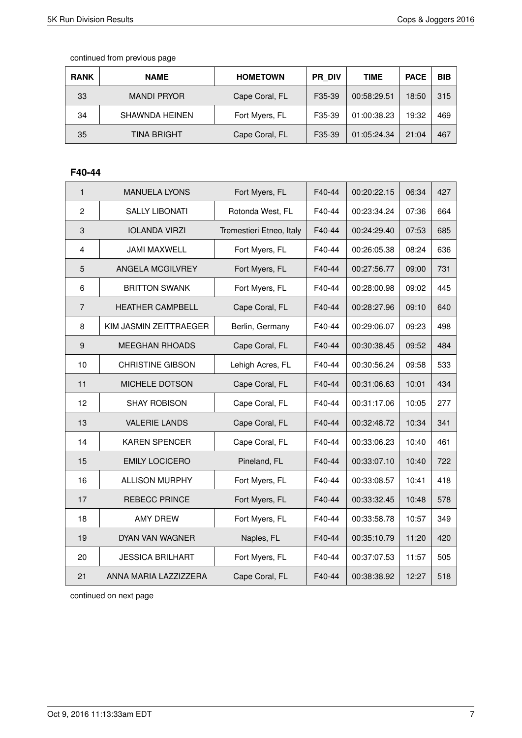continued from previous page

| RANK | NAME | HOMETOWN | PR_DIV | TIME | PACE | BIB |
|---|---|---|---|---|---|---|
| 33 | MANDI PRYOR | Cape Coral, FL | F35-39 | 00:58:29.51 | 18:50 | 315 |
| 34 | SHAWNDA HEINEN | Fort Myers, FL | F35-39 | 01:00:38.23 | 19:32 | 469 |
| 35 | TINA BRIGHT | Cape Coral, FL | F35-39 | 01:05:24.34 | 21:04 | 467 |

### F40-44

| RANK | NAME | HOMETOWN | PR_DIV | TIME | PACE | BIB |
|---|---|---|---|---|---|---|
| 1 | MANUELA LYONS | Fort Myers, FL | F40-44 | 00:20:22.15 | 06:34 | 427 |
| 2 | SALLY LIBONATI | Rotonda West, FL | F40-44 | 00:23:34.24 | 07:36 | 664 |
| 3 | IOLANDA VIRZI | Tremestieri Etneo, Italy | F40-44 | 00:24:29.40 | 07:53 | 685 |
| 4 | JAMI MAXWELL | Fort Myers, FL | F40-44 | 00:26:05.38 | 08:24 | 636 |
| 5 | ANGELA MCGILVREY | Fort Myers, FL | F40-44 | 00:27:56.77 | 09:00 | 731 |
| 6 | BRITTON SWANK | Fort Myers, FL | F40-44 | 00:28:00.98 | 09:02 | 445 |
| 7 | HEATHER CAMPBELL | Cape Coral, FL | F40-44 | 00:28:27.96 | 09:10 | 640 |
| 8 | KIM JASMIN ZEITTRAEGER | Berlin, Germany | F40-44 | 00:29:06.07 | 09:23 | 498 |
| 9 | MEEGHAN RHOADS | Cape Coral, FL | F40-44 | 00:30:38.45 | 09:52 | 484 |
| 10 | CHRISTINE GIBSON | Lehigh Acres, FL | F40-44 | 00:30:56.24 | 09:58 | 533 |
| 11 | MICHELE DOTSON | Cape Coral, FL | F40-44 | 00:31:06.63 | 10:01 | 434 |
| 12 | SHAY ROBISON | Cape Coral, FL | F40-44 | 00:31:17.06 | 10:05 | 277 |
| 13 | VALERIE LANDS | Cape Coral, FL | F40-44 | 00:32:48.72 | 10:34 | 341 |
| 14 | KAREN SPENCER | Cape Coral, FL | F40-44 | 00:33:06.23 | 10:40 | 461 |
| 15 | EMILY LOCICERO | Pineland, FL | F40-44 | 00:33:07.10 | 10:40 | 722 |
| 16 | ALLISON MURPHY | Fort Myers, FL | F40-44 | 00:33:08.57 | 10:41 | 418 |
| 17 | REBECC PRINCE | Fort Myers, FL | F40-44 | 00:33:32.45 | 10:48 | 578 |
| 18 | AMY DREW | Fort Myers, FL | F40-44 | 00:33:58.78 | 10:57 | 349 |
| 19 | DYAN VAN WAGNER | Naples, FL | F40-44 | 00:35:10.79 | 11:20 | 420 |
| 20 | JESSICA BRILHART | Fort Myers, FL | F40-44 | 00:37:07.53 | 11:57 | 505 |
| 21 | ANNA MARIA LAZZIZZERA | Cape Coral, FL | F40-44 | 00:38:38.92 | 12:27 | 518 |

continued on next page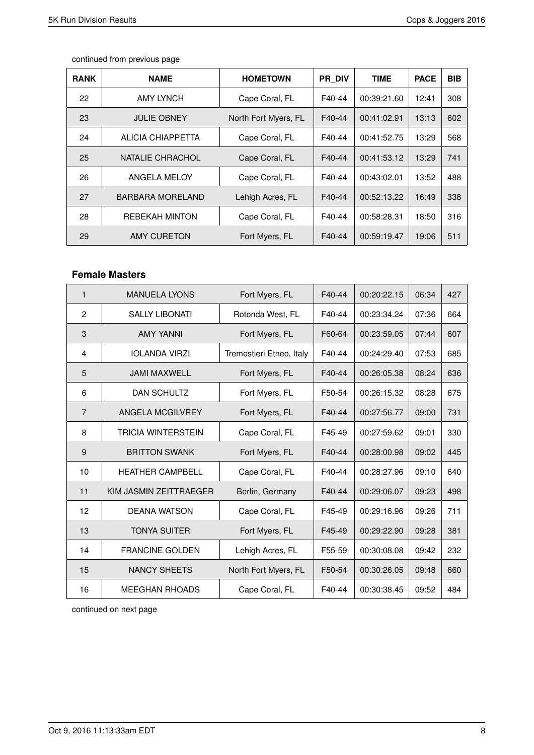continued from previous page

| RANK | NAME | HOMETOWN | PR_DIV | TIME | PACE | BIB |
|---|---|---|---|---|---|---|
| 22 | AMY LYNCH | Cape Coral, FL | F40-44 | 00:39:21.60 | 12:41 | 308 |
| 23 | JULIE OBNEY | North Fort Myers, FL | F40-44 | 00:41:02.91 | 13:13 | 602 |
| 24 | ALICIA CHIAPPETTA | Cape Coral, FL | F40-44 | 00:41:52.75 | 13:29 | 568 |
| 25 | NATALIE CHRACHOL | Cape Coral, FL | F40-44 | 00:41:53.12 | 13:29 | 741 |
| 26 | ANGELA MELOY | Cape Coral, FL | F40-44 | 00:43:02.01 | 13:52 | 488 |
| 27 | BARBARA MORELAND | Lehigh Acres, FL | F40-44 | 00:52:13.22 | 16:49 | 338 |
| 28 | REBEKAH MINTON | Cape Coral, FL | F40-44 | 00:58:28.31 | 18:50 | 316 |
| 29 | AMY CURETON | Fort Myers, FL | F40-44 | 00:59:19.47 | 19:06 | 511 |

### Female Masters

| RANK | NAME | HOMETOWN | PR_DIV | TIME | PACE | BIB |
|---|---|---|---|---|---|---|
| 1 | MANUELA LYONS | Fort Myers, FL | F40-44 | 00:20:22.15 | 06:34 | 427 |
| 2 | SALLY LIBONATI | Rotonda West, FL | F40-44 | 00:23:34.24 | 07:36 | 664 |
| 3 | AMY YANNI | Fort Myers, FL | F60-64 | 00:23:59.05 | 07:44 | 607 |
| 4 | IOLANDA VIRZI | Tremestieri Etneo, Italy | F40-44 | 00:24:29.40 | 07:53 | 685 |
| 5 | JAMI MAXWELL | Fort Myers, FL | F40-44 | 00:26:05.38 | 08:24 | 636 |
| 6 | DAN SCHULTZ | Fort Myers, FL | F50-54 | 00:26:15.32 | 08:28 | 675 |
| 7 | ANGELA MCGILVREY | Fort Myers, FL | F40-44 | 00:27:56.77 | 09:00 | 731 |
| 8 | TRICIA WINTERSTEIN | Cape Coral, FL | F45-49 | 00:27:59.62 | 09:01 | 330 |
| 9 | BRITTON SWANK | Fort Myers, FL | F40-44 | 00:28:00.98 | 09:02 | 445 |
| 10 | HEATHER CAMPBELL | Cape Coral, FL | F40-44 | 00:28:27.96 | 09:10 | 640 |
| 11 | KIM JASMIN ZEITTRAEGER | Berlin, Germany | F40-44 | 00:29:06.07 | 09:23 | 498 |
| 12 | DEANA WATSON | Cape Coral, FL | F45-49 | 00:29:16.96 | 09:26 | 711 |
| 13 | TONYA SUITER | Fort Myers, FL | F45-49 | 00:29:22.90 | 09:28 | 381 |
| 14 | FRANCINE GOLDEN | Lehigh Acres, FL | F55-59 | 00:30:08.08 | 09:42 | 232 |
| 15 | NANCY SHEETS | North Fort Myers, FL | F50-54 | 00:30:26.05 | 09:48 | 660 |
| 16 | MEEGHAN RHOADS | Cape Coral, FL | F40-44 | 00:30:38.45 | 09:52 | 484 |

continued on next page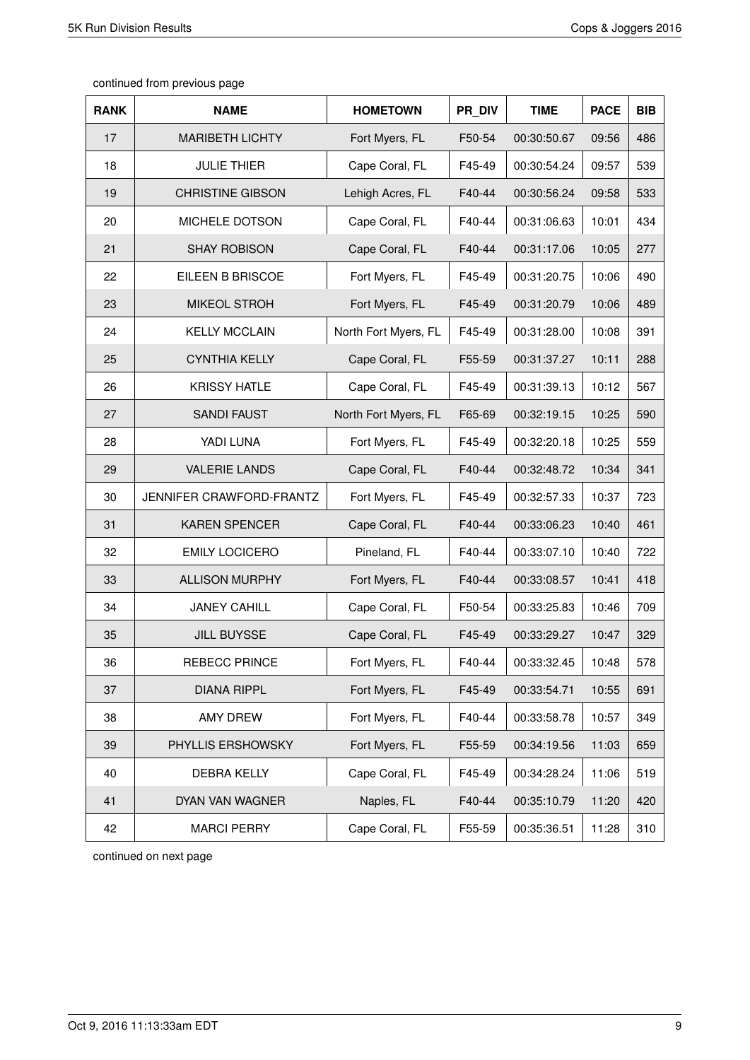continued from previous page

| RANK | NAME | HOMETOWN | PR_DIV | TIME | PACE | BIB |
|---|---|---|---|---|---|---|
| 17 | MARIBETH LICHTY | Fort Myers, FL | F50-54 | 00:30:50.67 | 09:56 | 486 |
| 18 | JULIE THIER | Cape Coral, FL | F45-49 | 00:30:54.24 | 09:57 | 539 |
| 19 | CHRISTINE GIBSON | Lehigh Acres, FL | F40-44 | 00:30:56.24 | 09:58 | 533 |
| 20 | MICHELE DOTSON | Cape Coral, FL | F40-44 | 00:31:06.63 | 10:01 | 434 |
| 21 | SHAY ROBISON | Cape Coral, FL | F40-44 | 00:31:17.06 | 10:05 | 277 |
| 22 | EILEEN B BRISCOE | Fort Myers, FL | F45-49 | 00:31:20.75 | 10:06 | 490 |
| 23 | MIKEOL STROH | Fort Myers, FL | F45-49 | 00:31:20.79 | 10:06 | 489 |
| 24 | KELLY MCCLAIN | North Fort Myers, FL | F45-49 | 00:31:28.00 | 10:08 | 391 |
| 25 | CYNTHIA KELLY | Cape Coral, FL | F55-59 | 00:31:37.27 | 10:11 | 288 |
| 26 | KRISSY HATLE | Cape Coral, FL | F45-49 | 00:31:39.13 | 10:12 | 567 |
| 27 | SANDI FAUST | North Fort Myers, FL | F65-69 | 00:32:19.15 | 10:25 | 590 |
| 28 | YADI LUNA | Fort Myers, FL | F45-49 | 00:32:20.18 | 10:25 | 559 |
| 29 | VALERIE LANDS | Cape Coral, FL | F40-44 | 00:32:48.72 | 10:34 | 341 |
| 30 | JENNIFER CRAWFORD-FRANTZ | Fort Myers, FL | F45-49 | 00:32:57.33 | 10:37 | 723 |
| 31 | KAREN SPENCER | Cape Coral, FL | F40-44 | 00:33:06.23 | 10:40 | 461 |
| 32 | EMILY LOCICERO | Pineland, FL | F40-44 | 00:33:07.10 | 10:40 | 722 |
| 33 | ALLISON MURPHY | Fort Myers, FL | F40-44 | 00:33:08.57 | 10:41 | 418 |
| 34 | JANEY CAHILL | Cape Coral, FL | F50-54 | 00:33:25.83 | 10:46 | 709 |
| 35 | JILL BUYSSE | Cape Coral, FL | F45-49 | 00:33:29.27 | 10:47 | 329 |
| 36 | REBECC PRINCE | Fort Myers, FL | F40-44 | 00:33:32.45 | 10:48 | 578 |
| 37 | DIANA RIPPL | Fort Myers, FL | F45-49 | 00:33:54.71 | 10:55 | 691 |
| 38 | AMY DREW | Fort Myers, FL | F40-44 | 00:33:58.78 | 10:57 | 349 |
| 39 | PHYLLIS ERSHOWSKY | Fort Myers, FL | F55-59 | 00:34:19.56 | 11:03 | 659 |
| 40 | DEBRA KELLY | Cape Coral, FL | F45-49 | 00:34:28.24 | 11:06 | 519 |
| 41 | DYAN VAN WAGNER | Naples, FL | F40-44 | 00:35:10.79 | 11:20 | 420 |
| 42 | MARCI PERRY | Cape Coral, FL | F55-59 | 00:35:36.51 | 11:28 | 310 |

continued on next page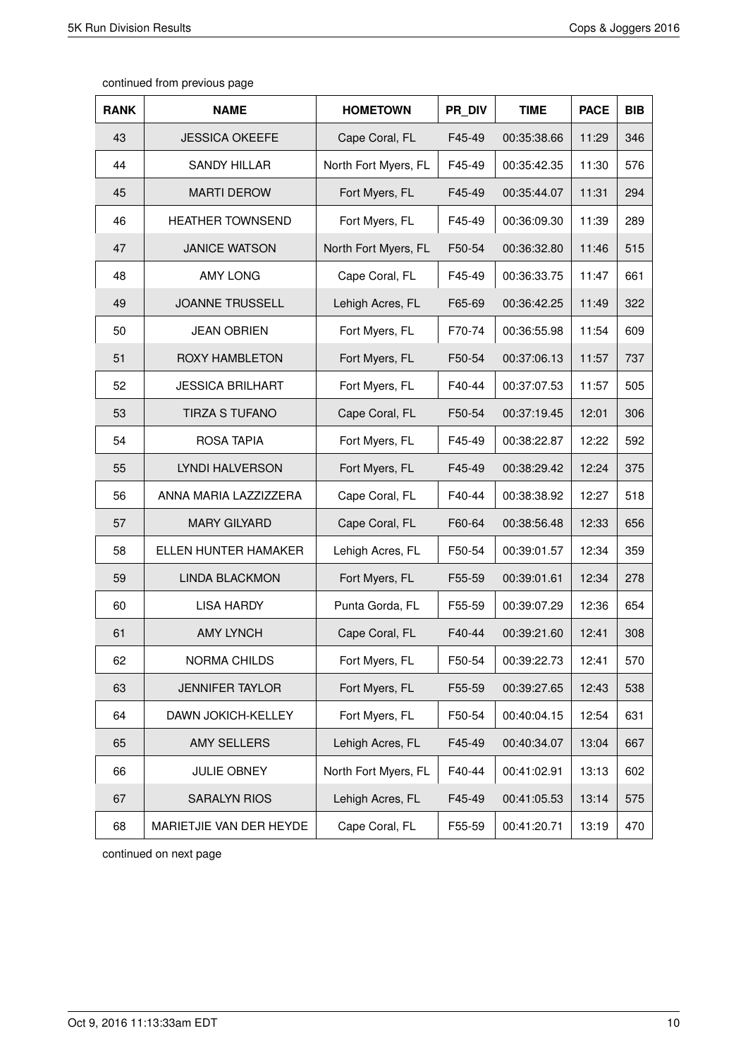continued from previous page

| RANK | NAME | HOMETOWN | PR_DIV | TIME | PACE | BIB |
|---|---|---|---|---|---|---|
| 43 | JESSICA OKEEFE | Cape Coral, FL | F45-49 | 00:35:38.66 | 11:29 | 346 |
| 44 | SANDY HILLAR | North Fort Myers, FL | F45-49 | 00:35:42.35 | 11:30 | 576 |
| 45 | MARTI DEROW | Fort Myers, FL | F45-49 | 00:35:44.07 | 11:31 | 294 |
| 46 | HEATHER TOWNSEND | Fort Myers, FL | F45-49 | 00:36:09.30 | 11:39 | 289 |
| 47 | JANICE WATSON | North Fort Myers, FL | F50-54 | 00:36:32.80 | 11:46 | 515 |
| 48 | AMY LONG | Cape Coral, FL | F45-49 | 00:36:33.75 | 11:47 | 661 |
| 49 | JOANNE TRUSSELL | Lehigh Acres, FL | F65-69 | 00:36:42.25 | 11:49 | 322 |
| 50 | JEAN OBRIEN | Fort Myers, FL | F70-74 | 00:36:55.98 | 11:54 | 609 |
| 51 | ROXY HAMBLETON | Fort Myers, FL | F50-54 | 00:37:06.13 | 11:57 | 737 |
| 52 | JESSICA BRILHART | Fort Myers, FL | F40-44 | 00:37:07.53 | 11:57 | 505 |
| 53 | TIRZA S TUFANO | Cape Coral, FL | F50-54 | 00:37:19.45 | 12:01 | 306 |
| 54 | ROSA TAPIA | Fort Myers, FL | F45-49 | 00:38:22.87 | 12:22 | 592 |
| 55 | LYNDI HALVERSON | Fort Myers, FL | F45-49 | 00:38:29.42 | 12:24 | 375 |
| 56 | ANNA MARIA LAZZIZZERA | Cape Coral, FL | F40-44 | 00:38:38.92 | 12:27 | 518 |
| 57 | MARY GILYARD | Cape Coral, FL | F60-64 | 00:38:56.48 | 12:33 | 656 |
| 58 | ELLEN HUNTER HAMAKER | Lehigh Acres, FL | F50-54 | 00:39:01.57 | 12:34 | 359 |
| 59 | LINDA BLACKMON | Fort Myers, FL | F55-59 | 00:39:01.61 | 12:34 | 278 |
| 60 | LISA HARDY | Punta Gorda, FL | F55-59 | 00:39:07.29 | 12:36 | 654 |
| 61 | AMY LYNCH | Cape Coral, FL | F40-44 | 00:39:21.60 | 12:41 | 308 |
| 62 | NORMA CHILDS | Fort Myers, FL | F50-54 | 00:39:22.73 | 12:41 | 570 |
| 63 | JENNIFER TAYLOR | Fort Myers, FL | F55-59 | 00:39:27.65 | 12:43 | 538 |
| 64 | DAWN JOKICH-KELLEY | Fort Myers, FL | F50-54 | 00:40:04.15 | 12:54 | 631 |
| 65 | AMY SELLERS | Lehigh Acres, FL | F45-49 | 00:40:34.07 | 13:04 | 667 |
| 66 | JULIE OBNEY | North Fort Myers, FL | F40-44 | 00:41:02.91 | 13:13 | 602 |
| 67 | SARALYN RIOS | Lehigh Acres, FL | F45-49 | 00:41:05.53 | 13:14 | 575 |
| 68 | MARIETJIE VAN DER HEYDE | Cape Coral, FL | F55-59 | 00:41:20.71 | 13:19 | 470 |

continued on next page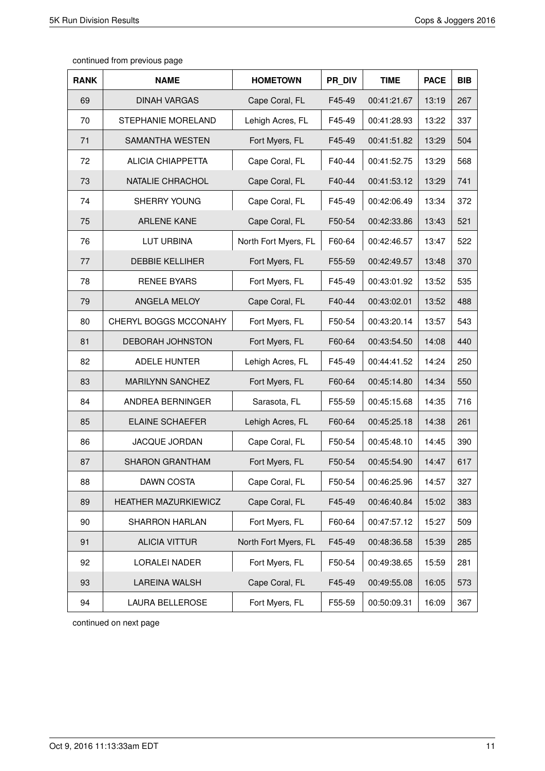continued from previous page

| RANK | NAME | HOMETOWN | PR_DIV | TIME | PACE | BIB |
|---|---|---|---|---|---|---|
| 69 | DINAH VARGAS | Cape Coral, FL | F45-49 | 00:41:21.67 | 13:19 | 267 |
| 70 | STEPHANIE MORELAND | Lehigh Acres, FL | F45-49 | 00:41:28.93 | 13:22 | 337 |
| 71 | SAMANTHA WESTEN | Fort Myers, FL | F45-49 | 00:41:51.82 | 13:29 | 504 |
| 72 | ALICIA CHIAPPETTA | Cape Coral, FL | F40-44 | 00:41:52.75 | 13:29 | 568 |
| 73 | NATALIE CHRACHOL | Cape Coral, FL | F40-44 | 00:41:53.12 | 13:29 | 741 |
| 74 | SHERRY YOUNG | Cape Coral, FL | F45-49 | 00:42:06.49 | 13:34 | 372 |
| 75 | ARLENE KANE | Cape Coral, FL | F50-54 | 00:42:33.86 | 13:43 | 521 |
| 76 | LUT URBINA | North Fort Myers, FL | F60-64 | 00:42:46.57 | 13:47 | 522 |
| 77 | DEBBIE KELLIHER | Fort Myers, FL | F55-59 | 00:42:49.57 | 13:48 | 370 |
| 78 | RENEE BYARS | Fort Myers, FL | F45-49 | 00:43:01.92 | 13:52 | 535 |
| 79 | ANGELA MELOY | Cape Coral, FL | F40-44 | 00:43:02.01 | 13:52 | 488 |
| 80 | CHERYL BOGGS MCCONAHY | Fort Myers, FL | F50-54 | 00:43:20.14 | 13:57 | 543 |
| 81 | DEBORAH JOHNSTON | Fort Myers, FL | F60-64 | 00:43:54.50 | 14:08 | 440 |
| 82 | ADELE HUNTER | Lehigh Acres, FL | F45-49 | 00:44:41.52 | 14:24 | 250 |
| 83 | MARILYNN SANCHEZ | Fort Myers, FL | F60-64 | 00:45:14.80 | 14:34 | 550 |
| 84 | ANDREA BERNINGER | Sarasota, FL | F55-59 | 00:45:15.68 | 14:35 | 716 |
| 85 | ELAINE SCHAEFER | Lehigh Acres, FL | F60-64 | 00:45:25.18 | 14:38 | 261 |
| 86 | JACQUE JORDAN | Cape Coral, FL | F50-54 | 00:45:48.10 | 14:45 | 390 |
| 87 | SHARON GRANTHAM | Fort Myers, FL | F50-54 | 00:45:54.90 | 14:47 | 617 |
| 88 | DAWN COSTA | Cape Coral, FL | F50-54 | 00:46:25.96 | 14:57 | 327 |
| 89 | HEATHER MAZURKIEWICZ | Cape Coral, FL | F45-49 | 00:46:40.84 | 15:02 | 383 |
| 90 | SHARRON HARLAN | Fort Myers, FL | F60-64 | 00:47:57.12 | 15:27 | 509 |
| 91 | ALICIA VITTUR | North Fort Myers, FL | F45-49 | 00:48:36.58 | 15:39 | 285 |
| 92 | LORALEI NADER | Fort Myers, FL | F50-54 | 00:49:38.65 | 15:59 | 281 |
| 93 | LAREINA WALSH | Cape Coral, FL | F45-49 | 00:49:55.08 | 16:05 | 573 |
| 94 | LAURA BELLEROSE | Fort Myers, FL | F55-59 | 00:50:09.31 | 16:09 | 367 |

continued on next page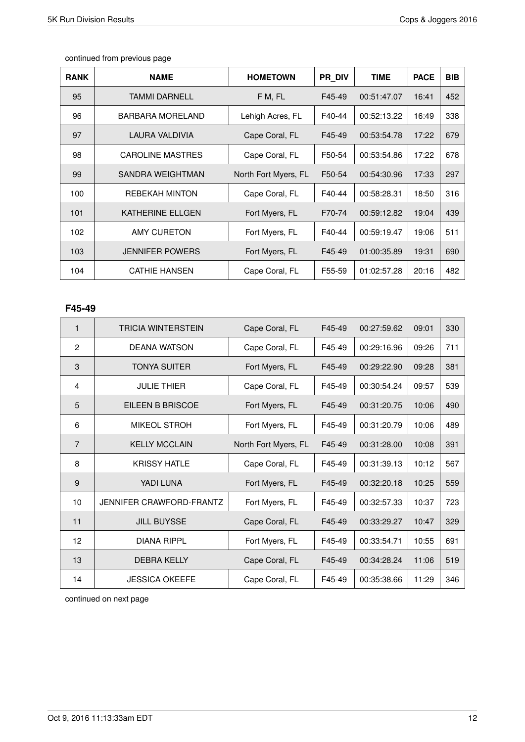continued from previous page

| RANK | NAME | HOMETOWN | PR_DIV | TIME | PACE | BIB |
|---|---|---|---|---|---|---|
| 95 | TAMMI DARNELL | F M, FL | F45-49 | 00:51:47.07 | 16:41 | 452 |
| 96 | BARBARA MORELAND | Lehigh Acres, FL | F40-44 | 00:52:13.22 | 16:49 | 338 |
| 97 | LAURA VALDIVIA | Cape Coral, FL | F45-49 | 00:53:54.78 | 17:22 | 679 |
| 98 | CAROLINE MASTRES | Cape Coral, FL | F50-54 | 00:53:54.86 | 17:22 | 678 |
| 99 | SANDRA WEIGHTMAN | North Fort Myers, FL | F50-54 | 00:54:30.96 | 17:33 | 297 |
| 100 | REBEKAH MINTON | Cape Coral, FL | F40-44 | 00:58:28.31 | 18:50 | 316 |
| 101 | KATHERINE ELLGEN | Fort Myers, FL | F70-74 | 00:59:12.82 | 19:04 | 439 |
| 102 | AMY CURETON | Fort Myers, FL | F40-44 | 00:59:19.47 | 19:06 | 511 |
| 103 | JENNIFER POWERS | Fort Myers, FL | F45-49 | 01:00:35.89 | 19:31 | 690 |
| 104 | CATHIE HANSEN | Cape Coral, FL | F55-59 | 01:02:57.28 | 20:16 | 482 |

## F45-49

| RANK | NAME | HOMETOWN | PR_DIV | TIME | PACE | BIB |
|---|---|---|---|---|---|---|
| 1 | TRICIA WINTERSTEIN | Cape Coral, FL | F45-49 | 00:27:59.62 | 09:01 | 330 |
| 2 | DEANA WATSON | Cape Coral, FL | F45-49 | 00:29:16.96 | 09:26 | 711 |
| 3 | TONYA SUITER | Fort Myers, FL | F45-49 | 00:29:22.90 | 09:28 | 381 |
| 4 | JULIE THIER | Cape Coral, FL | F45-49 | 00:30:54.24 | 09:57 | 539 |
| 5 | EILEEN B BRISCOE | Fort Myers, FL | F45-49 | 00:31:20.75 | 10:06 | 490 |
| 6 | MIKEOL STROH | Fort Myers, FL | F45-49 | 00:31:20.79 | 10:06 | 489 |
| 7 | KELLY MCCLAIN | North Fort Myers, FL | F45-49 | 00:31:28.00 | 10:08 | 391 |
| 8 | KRISSY HATLE | Cape Coral, FL | F45-49 | 00:31:39.13 | 10:12 | 567 |
| 9 | YADI LUNA | Fort Myers, FL | F45-49 | 00:32:20.18 | 10:25 | 559 |
| 10 | JENNIFER CRAWFORD-FRANTZ | Fort Myers, FL | F45-49 | 00:32:57.33 | 10:37 | 723 |
| 11 | JILL BUYSSE | Cape Coral, FL | F45-49 | 00:33:29.27 | 10:47 | 329 |
| 12 | DIANA RIPPL | Fort Myers, FL | F45-49 | 00:33:54.71 | 10:55 | 691 |
| 13 | DEBRA KELLY | Cape Coral, FL | F45-49 | 00:34:28.24 | 11:06 | 519 |
| 14 | JESSICA OKEEFE | Cape Coral, FL | F45-49 | 00:35:38.66 | 11:29 | 346 |

continued on next page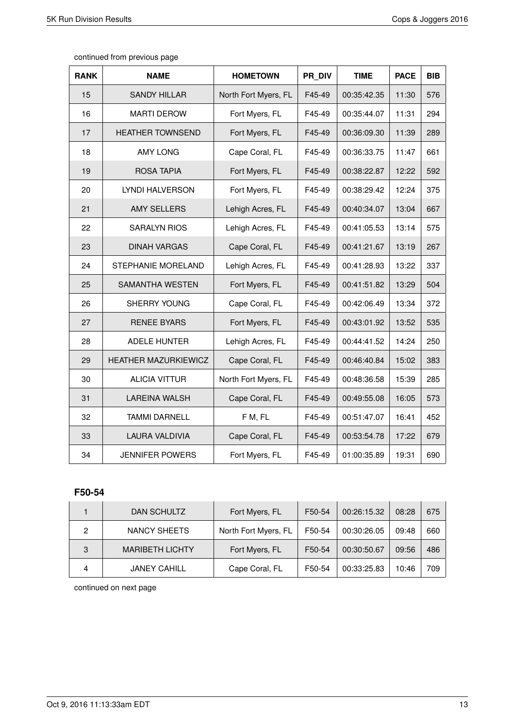continued from previous page

| RANK | NAME | HOMETOWN | PR_DIV | TIME | PACE | BIB |
|---|---|---|---|---|---|---|
| 15 | SANDY HILLAR | North Fort Myers, FL | F45-49 | 00:35:42.35 | 11:30 | 576 |
| 16 | MARTI DEROW | Fort Myers, FL | F45-49 | 00:35:44.07 | 11:31 | 294 |
| 17 | HEATHER TOWNSEND | Fort Myers, FL | F45-49 | 00:36:09.30 | 11:39 | 289 |
| 18 | AMY LONG | Cape Coral, FL | F45-49 | 00:36:33.75 | 11:47 | 661 |
| 19 | ROSA TAPIA | Fort Myers, FL | F45-49 | 00:38:22.87 | 12:22 | 592 |
| 20 | LYNDI HALVERSON | Fort Myers, FL | F45-49 | 00:38:29.42 | 12:24 | 375 |
| 21 | AMY SELLERS | Lehigh Acres, FL | F45-49 | 00:40:34.07 | 13:04 | 667 |
| 22 | SARALYN RIOS | Lehigh Acres, FL | F45-49 | 00:41:05.53 | 13:14 | 575 |
| 23 | DINAH VARGAS | Cape Coral, FL | F45-49 | 00:41:21.67 | 13:19 | 267 |
| 24 | STEPHANIE MORELAND | Lehigh Acres, FL | F45-49 | 00:41:28.93 | 13:22 | 337 |
| 25 | SAMANTHA WESTEN | Fort Myers, FL | F45-49 | 00:41:51.82 | 13:29 | 504 |
| 26 | SHERRY YOUNG | Cape Coral, FL | F45-49 | 00:42:06.49 | 13:34 | 372 |
| 27 | RENEE BYARS | Fort Myers, FL | F45-49 | 00:43:01.92 | 13:52 | 535 |
| 28 | ADELE HUNTER | Lehigh Acres, FL | F45-49 | 00:44:41.52 | 14:24 | 250 |
| 29 | HEATHER MAZURKIEWICZ | Cape Coral, FL | F45-49 | 00:46:40.84 | 15:02 | 383 |
| 30 | ALICIA VITTUR | North Fort Myers, FL | F45-49 | 00:48:36.58 | 15:39 | 285 |
| 31 | LAREINA WALSH | Cape Coral, FL | F45-49 | 00:49:55.08 | 16:05 | 573 |
| 32 | TAMMI DARNELL | F M, FL | F45-49 | 00:51:47.07 | 16:41 | 452 |
| 33 | LAURA VALDIVIA | Cape Coral, FL | F45-49 | 00:53:54.78 | 17:22 | 679 |
| 34 | JENNIFER POWERS | Fort Myers, FL | F45-49 | 01:00:35.89 | 19:31 | 690 |

## F50-54

| RANK | NAME | HOMETOWN | PR_DIV | TIME | PACE | BIB |
|---|---|---|---|---|---|---|
| 1 | DAN SCHULTZ | Fort Myers, FL | F50-54 | 00:26:15.32 | 08:28 | 675 |
| 2 | NANCY SHEETS | North Fort Myers, FL | F50-54 | 00:30:26.05 | 09:48 | 660 |
| 3 | MARIBETH LICHTY | Fort Myers, FL | F50-54 | 00:30:50.67 | 09:56 | 486 |
| 4 | JANEY CAHILL | Cape Coral, FL | F50-54 | 00:33:25.83 | 10:46 | 709 |

continued on next page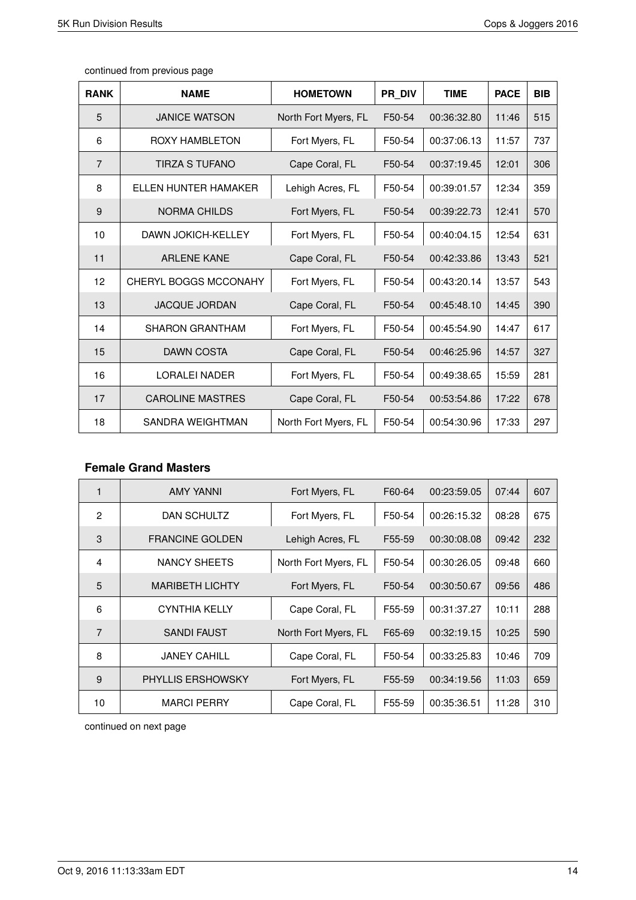continued from previous page

| RANK | NAME | HOMETOWN | PR_DIV | TIME | PACE | BIB |
|---|---|---|---|---|---|---|
| 5 | JANICE WATSON | North Fort Myers, FL | F50-54 | 00:36:32.80 | 11:46 | 515 |
| 6 | ROXY HAMBLETON | Fort Myers, FL | F50-54 | 00:37:06.13 | 11:57 | 737 |
| 7 | TIRZA S TUFANO | Cape Coral, FL | F50-54 | 00:37:19.45 | 12:01 | 306 |
| 8 | ELLEN HUNTER HAMAKER | Lehigh Acres, FL | F50-54 | 00:39:01.57 | 12:34 | 359 |
| 9 | NORMA CHILDS | Fort Myers, FL | F50-54 | 00:39:22.73 | 12:41 | 570 |
| 10 | DAWN JOKICH-KELLEY | Fort Myers, FL | F50-54 | 00:40:04.15 | 12:54 | 631 |
| 11 | ARLENE KANE | Cape Coral, FL | F50-54 | 00:42:33.86 | 13:43 | 521 |
| 12 | CHERYL BOGGS MCCONAHY | Fort Myers, FL | F50-54 | 00:43:20.14 | 13:57 | 543 |
| 13 | JACQUE JORDAN | Cape Coral, FL | F50-54 | 00:45:48.10 | 14:45 | 390 |
| 14 | SHARON GRANTHAM | Fort Myers, FL | F50-54 | 00:45:54.90 | 14:47 | 617 |
| 15 | DAWN COSTA | Cape Coral, FL | F50-54 | 00:46:25.96 | 14:57 | 327 |
| 16 | LORALEI NADER | Fort Myers, FL | F50-54 | 00:49:38.65 | 15:59 | 281 |
| 17 | CAROLINE MASTRES | Cape Coral, FL | F50-54 | 00:53:54.86 | 17:22 | 678 |
| 18 | SANDRA WEIGHTMAN | North Fort Myers, FL | F50-54 | 00:54:30.96 | 17:33 | 297 |

### Female Grand Masters

| RANK | NAME | HOMETOWN | PR_DIV | TIME | PACE | BIB |
|---|---|---|---|---|---|---|
| 1 | AMY YANNI | Fort Myers, FL | F60-64 | 00:23:59.05 | 07:44 | 607 |
| 2 | DAN SCHULTZ | Fort Myers, FL | F50-54 | 00:26:15.32 | 08:28 | 675 |
| 3 | FRANCINE GOLDEN | Lehigh Acres, FL | F55-59 | 00:30:08.08 | 09:42 | 232 |
| 4 | NANCY SHEETS | North Fort Myers, FL | F50-54 | 00:30:26.05 | 09:48 | 660 |
| 5 | MARIBETH LICHTY | Fort Myers, FL | F50-54 | 00:30:50.67 | 09:56 | 486 |
| 6 | CYNTHIA KELLY | Cape Coral, FL | F55-59 | 00:31:37.27 | 10:11 | 288 |
| 7 | SANDI FAUST | North Fort Myers, FL | F65-69 | 00:32:19.15 | 10:25 | 590 |
| 8 | JANEY CAHILL | Cape Coral, FL | F50-54 | 00:33:25.83 | 10:46 | 709 |
| 9 | PHYLLIS ERSHOWSKY | Fort Myers, FL | F55-59 | 00:34:19.56 | 11:03 | 659 |
| 10 | MARCI PERRY | Cape Coral, FL | F55-59 | 00:35:36.51 | 11:28 | 310 |

continued on next page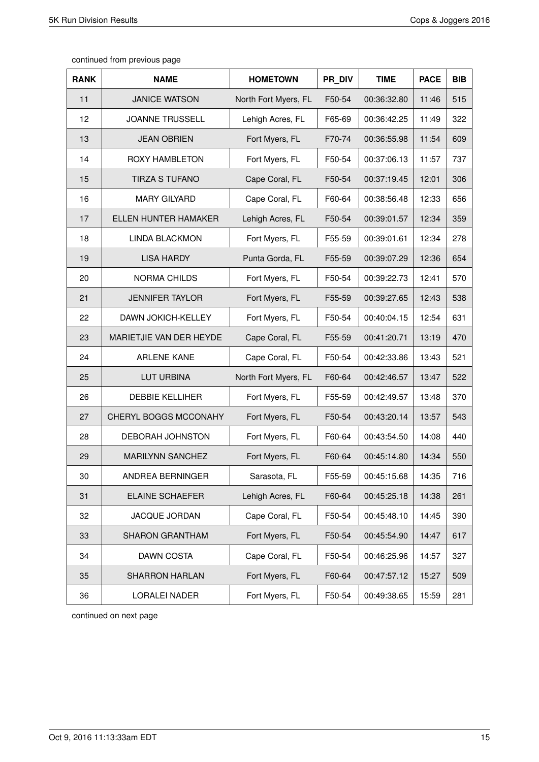continued from previous page

| RANK | NAME | HOMETOWN | PR_DIV | TIME | PACE | BIB |
|---|---|---|---|---|---|---|
| 11 | JANICE WATSON | North Fort Myers, FL | F50-54 | 00:36:32.80 | 11:46 | 515 |
| 12 | JOANNE TRUSSELL | Lehigh Acres, FL | F65-69 | 00:36:42.25 | 11:49 | 322 |
| 13 | JEAN OBRIEN | Fort Myers, FL | F70-74 | 00:36:55.98 | 11:54 | 609 |
| 14 | ROXY HAMBLETON | Fort Myers, FL | F50-54 | 00:37:06.13 | 11:57 | 737 |
| 15 | TIRZA S TUFANO | Cape Coral, FL | F50-54 | 00:37:19.45 | 12:01 | 306 |
| 16 | MARY GILYARD | Cape Coral, FL | F60-64 | 00:38:56.48 | 12:33 | 656 |
| 17 | ELLEN HUNTER HAMAKER | Lehigh Acres, FL | F50-54 | 00:39:01.57 | 12:34 | 359 |
| 18 | LINDA BLACKMON | Fort Myers, FL | F55-59 | 00:39:01.61 | 12:34 | 278 |
| 19 | LISA HARDY | Punta Gorda, FL | F55-59 | 00:39:07.29 | 12:36 | 654 |
| 20 | NORMA CHILDS | Fort Myers, FL | F50-54 | 00:39:22.73 | 12:41 | 570 |
| 21 | JENNIFER TAYLOR | Fort Myers, FL | F55-59 | 00:39:27.65 | 12:43 | 538 |
| 22 | DAWN JOKICH-KELLEY | Fort Myers, FL | F50-54 | 00:40:04.15 | 12:54 | 631 |
| 23 | MARIETJIE VAN DER HEYDE | Cape Coral, FL | F55-59 | 00:41:20.71 | 13:19 | 470 |
| 24 | ARLENE KANE | Cape Coral, FL | F50-54 | 00:42:33.86 | 13:43 | 521 |
| 25 | LUT URBINA | North Fort Myers, FL | F60-64 | 00:42:46.57 | 13:47 | 522 |
| 26 | DEBBIE KELLIHER | Fort Myers, FL | F55-59 | 00:42:49.57 | 13:48 | 370 |
| 27 | CHERYL BOGGS MCCONAHY | Fort Myers, FL | F50-54 | 00:43:20.14 | 13:57 | 543 |
| 28 | DEBORAH JOHNSTON | Fort Myers, FL | F60-64 | 00:43:54.50 | 14:08 | 440 |
| 29 | MARILYNN SANCHEZ | Fort Myers, FL | F60-64 | 00:45:14.80 | 14:34 | 550 |
| 30 | ANDREA BERNINGER | Sarasota, FL | F55-59 | 00:45:15.68 | 14:35 | 716 |
| 31 | ELAINE SCHAEFER | Lehigh Acres, FL | F60-64 | 00:45:25.18 | 14:38 | 261 |
| 32 | JACQUE JORDAN | Cape Coral, FL | F50-54 | 00:45:48.10 | 14:45 | 390 |
| 33 | SHARON GRANTHAM | Fort Myers, FL | F50-54 | 00:45:54.90 | 14:47 | 617 |
| 34 | DAWN COSTA | Cape Coral, FL | F50-54 | 00:46:25.96 | 14:57 | 327 |
| 35 | SHARRON HARLAN | Fort Myers, FL | F60-64 | 00:47:57.12 | 15:27 | 509 |
| 36 | LORALEI NADER | Fort Myers, FL | F50-54 | 00:49:38.65 | 15:59 | 281 |

continued on next page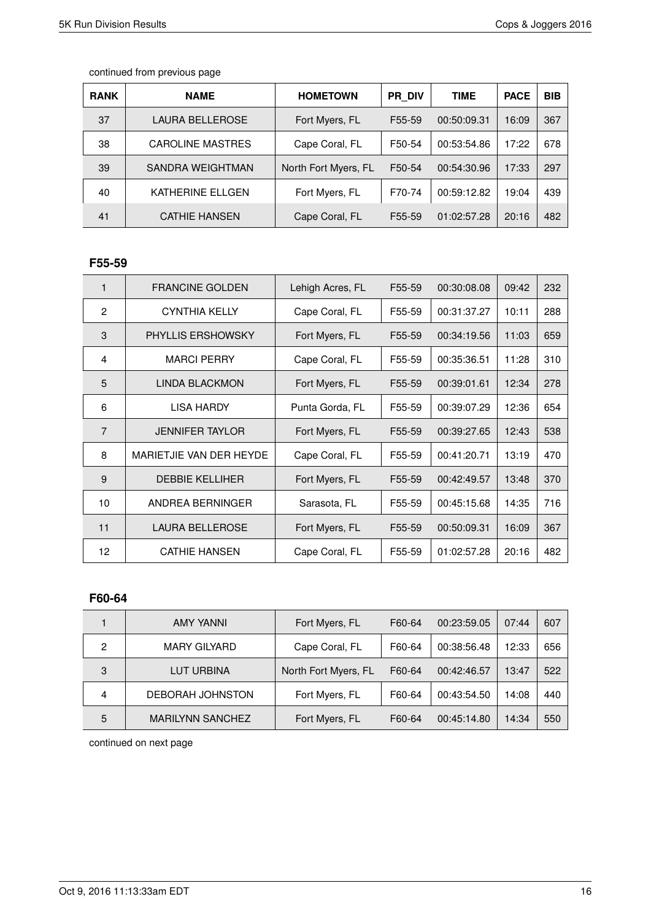continued from previous page

| RANK | NAME | HOMETOWN | PR_DIV | TIME | PACE | BIB |
|---|---|---|---|---|---|---|
| 37 | LAURA BELLEROSE | Fort Myers, FL | F55-59 | 00:50:09.31 | 16:09 | 367 |
| 38 | CAROLINE MASTRES | Cape Coral, FL | F50-54 | 00:53:54.86 | 17:22 | 678 |
| 39 | SANDRA WEIGHTMAN | North Fort Myers, FL | F50-54 | 00:54:30.96 | 17:33 | 297 |
| 40 | KATHERINE ELLGEN | Fort Myers, FL | F70-74 | 00:59:12.82 | 19:04 | 439 |
| 41 | CATHIE HANSEN | Cape Coral, FL | F55-59 | 01:02:57.28 | 20:16 | 482 |

### F55-59

| RANK | NAME | HOMETOWN | PR_DIV | TIME | PACE | BIB |
|---|---|---|---|---|---|---|
| 1 | FRANCINE GOLDEN | Lehigh Acres, FL | F55-59 | 00:30:08.08 | 09:42 | 232 |
| 2 | CYNTHIA KELLY | Cape Coral, FL | F55-59 | 00:31:37.27 | 10:11 | 288 |
| 3 | PHYLLIS ERSHOWSKY | Fort Myers, FL | F55-59 | 00:34:19.56 | 11:03 | 659 |
| 4 | MARCI PERRY | Cape Coral, FL | F55-59 | 00:35:36.51 | 11:28 | 310 |
| 5 | LINDA BLACKMON | Fort Myers, FL | F55-59 | 00:39:01.61 | 12:34 | 278 |
| 6 | LISA HARDY | Punta Gorda, FL | F55-59 | 00:39:07.29 | 12:36 | 654 |
| 7 | JENNIFER TAYLOR | Fort Myers, FL | F55-59 | 00:39:27.65 | 12:43 | 538 |
| 8 | MARIETJIE VAN DER HEYDE | Cape Coral, FL | F55-59 | 00:41:20.71 | 13:19 | 470 |
| 9 | DEBBIE KELLIHER | Fort Myers, FL | F55-59 | 00:42:49.57 | 13:48 | 370 |
| 10 | ANDREA BERNINGER | Sarasota, FL | F55-59 | 00:45:15.68 | 14:35 | 716 |
| 11 | LAURA BELLEROSE | Fort Myers, FL | F55-59 | 00:50:09.31 | 16:09 | 367 |
| 12 | CATHIE HANSEN | Cape Coral, FL | F55-59 | 01:02:57.28 | 20:16 | 482 |

### F60-64

| RANK | NAME | HOMETOWN | PR_DIV | TIME | PACE | BIB |
|---|---|---|---|---|---|---|
| 1 | AMY YANNI | Fort Myers, FL | F60-64 | 00:23:59.05 | 07:44 | 607 |
| 2 | MARY GILYARD | Cape Coral, FL | F60-64 | 00:38:56.48 | 12:33 | 656 |
| 3 | LUT URBINA | North Fort Myers, FL | F60-64 | 00:42:46.57 | 13:47 | 522 |
| 4 | DEBORAH JOHNSTON | Fort Myers, FL | F60-64 | 00:43:54.50 | 14:08 | 440 |
| 5 | MARILYNN SANCHEZ | Fort Myers, FL | F60-64 | 00:45:14.80 | 14:34 | 550 |

continued on next page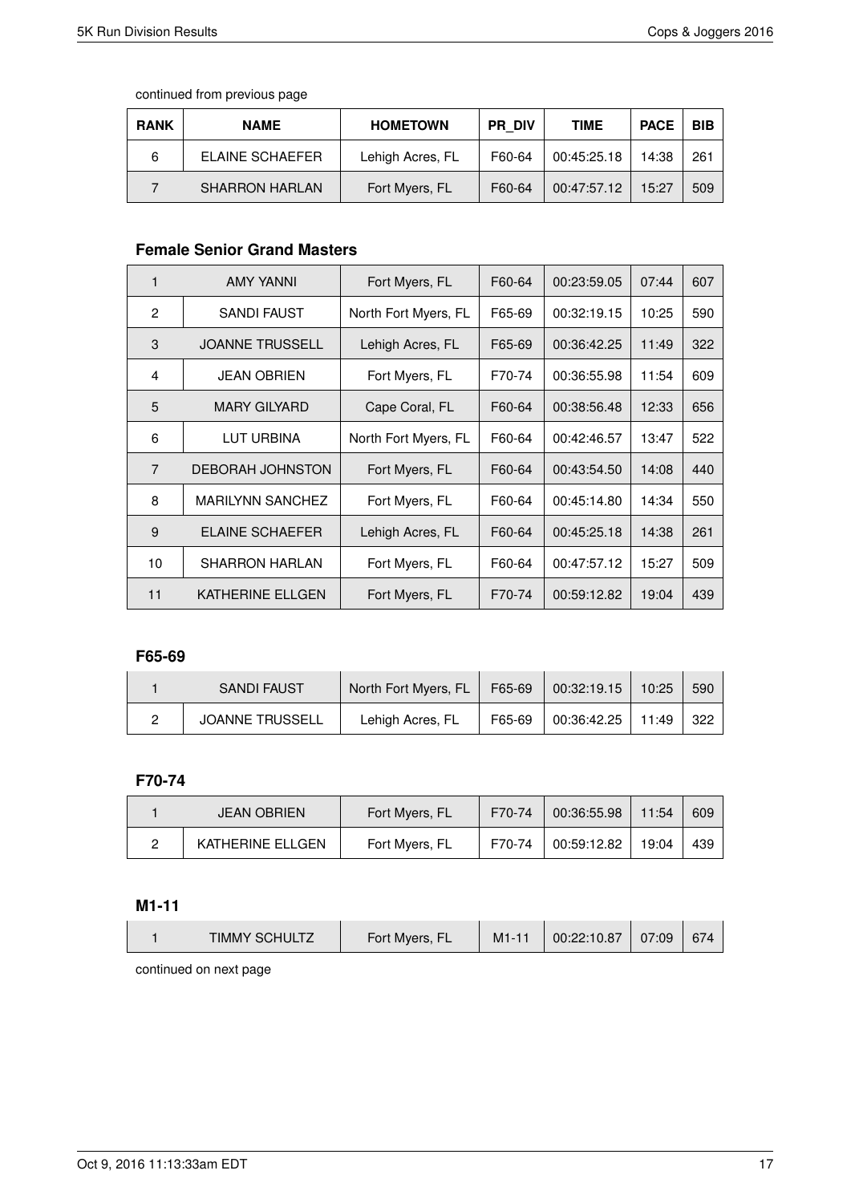continued from previous page

| RANK | NAME | HOMETOWN | PR_DIV | TIME | PACE | BIB |
|---|---|---|---|---|---|---|
| 6 | ELAINE SCHAEFER | Lehigh Acres, FL | F60-64 | 00:45:25.18 | 14:38 | 261 |
| 7 | SHARRON HARLAN | Fort Myers, FL | F60-64 | 00:47:57.12 | 15:27 | 509 |

### Female Senior Grand Masters

| RANK | NAME | HOMETOWN | PR_DIV | TIME | PACE | BIB |
|---|---|---|---|---|---|---|
| 1 | AMY YANNI | Fort Myers, FL | F60-64 | 00:23:59.05 | 07:44 | 607 |
| 2 | SANDI FAUST | North Fort Myers, FL | F65-69 | 00:32:19.15 | 10:25 | 590 |
| 3 | JOANNE TRUSSELL | Lehigh Acres, FL | F65-69 | 00:36:42.25 | 11:49 | 322 |
| 4 | JEAN OBRIEN | Fort Myers, FL | F70-74 | 00:36:55.98 | 11:54 | 609 |
| 5 | MARY GILYARD | Cape Coral, FL | F60-64 | 00:38:56.48 | 12:33 | 656 |
| 6 | LUT URBINA | North Fort Myers, FL | F60-64 | 00:42:46.57 | 13:47 | 522 |
| 7 | DEBORAH JOHNSTON | Fort Myers, FL | F60-64 | 00:43:54.50 | 14:08 | 440 |
| 8 | MARILYNN SANCHEZ | Fort Myers, FL | F60-64 | 00:45:14.80 | 14:34 | 550 |
| 9 | ELAINE SCHAEFER | Lehigh Acres, FL | F60-64 | 00:45:25.18 | 14:38 | 261 |
| 10 | SHARRON HARLAN | Fort Myers, FL | F60-64 | 00:47:57.12 | 15:27 | 509 |
| 11 | KATHERINE ELLGEN | Fort Myers, FL | F70-74 | 00:59:12.82 | 19:04 | 439 |

### F65-69

| RANK | NAME | HOMETOWN | PR_DIV | TIME | PACE | BIB |
|---|---|---|---|---|---|---|
| 1 | SANDI FAUST | North Fort Myers, FL | F65-69 | 00:32:19.15 | 10:25 | 590 |
| 2 | JOANNE TRUSSELL | Lehigh Acres, FL | F65-69 | 00:36:42.25 | 11:49 | 322 |

### F70-74

| RANK | NAME | HOMETOWN | PR_DIV | TIME | PACE | BIB |
|---|---|---|---|---|---|---|
| 1 | JEAN OBRIEN | Fort Myers, FL | F70-74 | 00:36:55.98 | 11:54 | 609 |
| 2 | KATHERINE ELLGEN | Fort Myers, FL | F70-74 | 00:59:12.82 | 19:04 | 439 |

### M1-11

| RANK | NAME | HOMETOWN | PR_DIV | TIME | PACE | BIB |
|---|---|---|---|---|---|---|
| 1 | TIMMY SCHULTZ | Fort Myers, FL | M1-11 | 00:22:10.87 | 07:09 | 674 |

continued on next page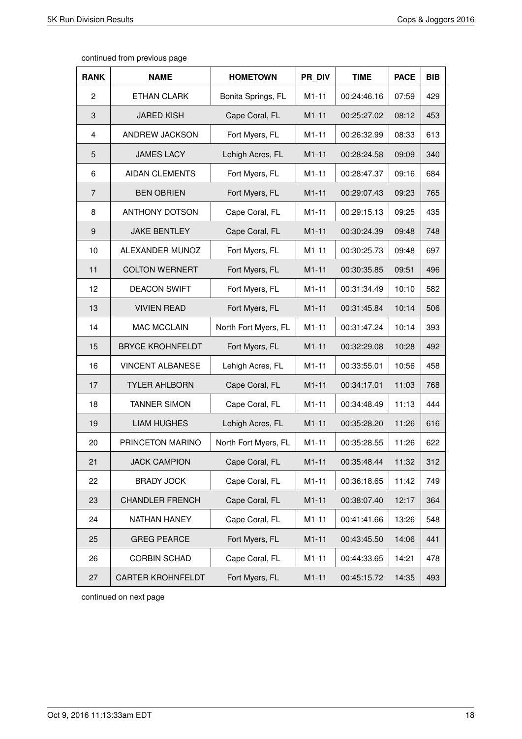continued from previous page

| RANK | NAME | HOMETOWN | PR_DIV | TIME | PACE | BIB |
|---|---|---|---|---|---|---|
| 2 | ETHAN CLARK | Bonita Springs, FL | M1-11 | 00:24:46.16 | 07:59 | 429 |
| 3 | JARED KISH | Cape Coral, FL | M1-11 | 00:25:27.02 | 08:12 | 453 |
| 4 | ANDREW JACKSON | Fort Myers, FL | M1-11 | 00:26:32.99 | 08:33 | 613 |
| 5 | JAMES LACY | Lehigh Acres, FL | M1-11 | 00:28:24.58 | 09:09 | 340 |
| 6 | AIDAN CLEMENTS | Fort Myers, FL | M1-11 | 00:28:47.37 | 09:16 | 684 |
| 7 | BEN OBRIEN | Fort Myers, FL | M1-11 | 00:29:07.43 | 09:23 | 765 |
| 8 | ANTHONY DOTSON | Cape Coral, FL | M1-11 | 00:29:15.13 | 09:25 | 435 |
| 9 | JAKE BENTLEY | Cape Coral, FL | M1-11 | 00:30:24.39 | 09:48 | 748 |
| 10 | ALEXANDER MUNOZ | Fort Myers, FL | M1-11 | 00:30:25.73 | 09:48 | 697 |
| 11 | COLTON WERNERT | Fort Myers, FL | M1-11 | 00:30:35.85 | 09:51 | 496 |
| 12 | DEACON SWIFT | Fort Myers, FL | M1-11 | 00:31:34.49 | 10:10 | 582 |
| 13 | VIVIEN READ | Fort Myers, FL | M1-11 | 00:31:45.84 | 10:14 | 506 |
| 14 | MAC MCCLAIN | North Fort Myers, FL | M1-11 | 00:31:47.24 | 10:14 | 393 |
| 15 | BRYCE KROHNFELDT | Fort Myers, FL | M1-11 | 00:32:29.08 | 10:28 | 492 |
| 16 | VINCENT ALBANESE | Lehigh Acres, FL | M1-11 | 00:33:55.01 | 10:56 | 458 |
| 17 | TYLER AHLBORN | Cape Coral, FL | M1-11 | 00:34:17.01 | 11:03 | 768 |
| 18 | TANNER SIMON | Cape Coral, FL | M1-11 | 00:34:48.49 | 11:13 | 444 |
| 19 | LIAM HUGHES | Lehigh Acres, FL | M1-11 | 00:35:28.20 | 11:26 | 616 |
| 20 | PRINCETON MARINO | North Fort Myers, FL | M1-11 | 00:35:28.55 | 11:26 | 622 |
| 21 | JACK CAMPION | Cape Coral, FL | M1-11 | 00:35:48.44 | 11:32 | 312 |
| 22 | BRADY JOCK | Cape Coral, FL | M1-11 | 00:36:18.65 | 11:42 | 749 |
| 23 | CHANDLER FRENCH | Cape Coral, FL | M1-11 | 00:38:07.40 | 12:17 | 364 |
| 24 | NATHAN HANEY | Cape Coral, FL | M1-11 | 00:41:41.66 | 13:26 | 548 |
| 25 | GREG PEARCE | Fort Myers, FL | M1-11 | 00:43:45.50 | 14:06 | 441 |
| 26 | CORBIN SCHAD | Cape Coral, FL | M1-11 | 00:44:33.65 | 14:21 | 478 |
| 27 | CARTER KROHNFELDT | Fort Myers, FL | M1-11 | 00:45:15.72 | 14:35 | 493 |

continued on next page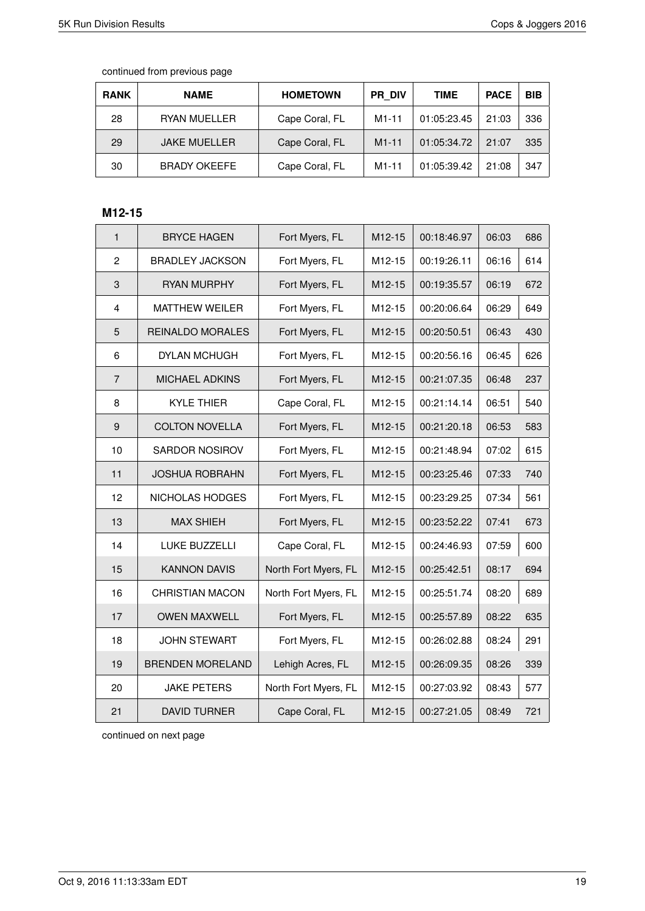continued from previous page

| RANK | NAME | HOMETOWN | PR_DIV | TIME | PACE | BIB |
|---|---|---|---|---|---|---|
| 28 | RYAN MUELLER | Cape Coral, FL | M1-11 | 01:05:23.45 | 21:03 | 336 |
| 29 | JAKE MUELLER | Cape Coral, FL | M1-11 | 01:05:34.72 | 21:07 | 335 |
| 30 | BRADY OKEEFE | Cape Coral, FL | M1-11 | 01:05:39.42 | 21:08 | 347 |

### M12-15

| RANK | NAME | HOMETOWN | PR_DIV | TIME | PACE | BIB |
|---|---|---|---|---|---|---|
| 1 | BRYCE HAGEN | Fort Myers, FL | M12-15 | 00:18:46.97 | 06:03 | 686 |
| 2 | BRADLEY JACKSON | Fort Myers, FL | M12-15 | 00:19:26.11 | 06:16 | 614 |
| 3 | RYAN MURPHY | Fort Myers, FL | M12-15 | 00:19:35.57 | 06:19 | 672 |
| 4 | MATTHEW WEILER | Fort Myers, FL | M12-15 | 00:20:06.64 | 06:29 | 649 |
| 5 | REINALDO MORALES | Fort Myers, FL | M12-15 | 00:20:50.51 | 06:43 | 430 |
| 6 | DYLAN MCHUGH | Fort Myers, FL | M12-15 | 00:20:56.16 | 06:45 | 626 |
| 7 | MICHAEL ADKINS | Fort Myers, FL | M12-15 | 00:21:07.35 | 06:48 | 237 |
| 8 | KYLE THIER | Cape Coral, FL | M12-15 | 00:21:14.14 | 06:51 | 540 |
| 9 | COLTON NOVELLA | Fort Myers, FL | M12-15 | 00:21:20.18 | 06:53 | 583 |
| 10 | SARDOR NOSIROV | Fort Myers, FL | M12-15 | 00:21:48.94 | 07:02 | 615 |
| 11 | JOSHUA ROBRAHN | Fort Myers, FL | M12-15 | 00:23:25.46 | 07:33 | 740 |
| 12 | NICHOLAS HODGES | Fort Myers, FL | M12-15 | 00:23:29.25 | 07:34 | 561 |
| 13 | MAX SHIEH | Fort Myers, FL | M12-15 | 00:23:52.22 | 07:41 | 673 |
| 14 | LUKE BUZZELLI | Cape Coral, FL | M12-15 | 00:24:46.93 | 07:59 | 600 |
| 15 | KANNON DAVIS | North Fort Myers, FL | M12-15 | 00:25:42.51 | 08:17 | 694 |
| 16 | CHRISTIAN MACON | North Fort Myers, FL | M12-15 | 00:25:51.74 | 08:20 | 689 |
| 17 | OWEN MAXWELL | Fort Myers, FL | M12-15 | 00:25:57.89 | 08:22 | 635 |
| 18 | JOHN STEWART | Fort Myers, FL | M12-15 | 00:26:02.88 | 08:24 | 291 |
| 19 | BRENDEN MORELAND | Lehigh Acres, FL | M12-15 | 00:26:09.35 | 08:26 | 339 |
| 20 | JAKE PETERS | North Fort Myers, FL | M12-15 | 00:27:03.92 | 08:43 | 577 |
| 21 | DAVID TURNER | Cape Coral, FL | M12-15 | 00:27:21.05 | 08:49 | 721 |

continued on next page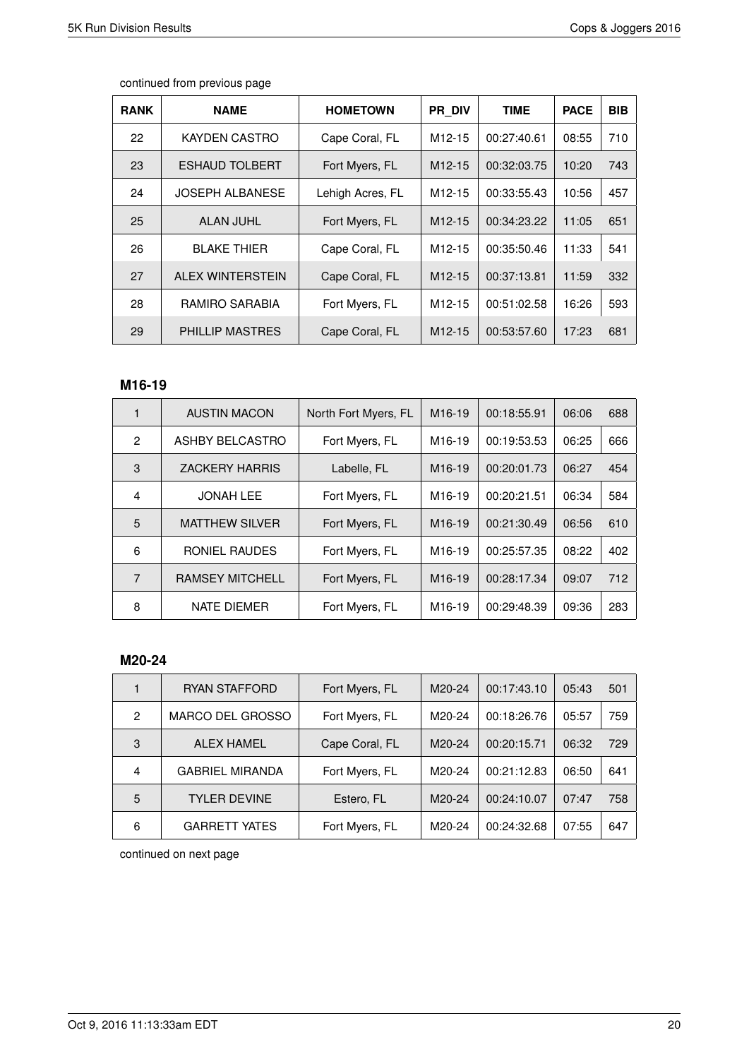continued from previous page

| RANK | NAME | HOMETOWN | PR_DIV | TIME | PACE | BIB |
|---|---|---|---|---|---|---|
| 22 | KAYDEN CASTRO | Cape Coral, FL | M12-15 | 00:27:40.61 | 08:55 | 710 |
| 23 | ESHAUD TOLBERT | Fort Myers, FL | M12-15 | 00:32:03.75 | 10:20 | 743 |
| 24 | JOSEPH ALBANESE | Lehigh Acres, FL | M12-15 | 00:33:55.43 | 10:56 | 457 |
| 25 | ALAN JUHL | Fort Myers, FL | M12-15 | 00:34:23.22 | 11:05 | 651 |
| 26 | BLAKE THIER | Cape Coral, FL | M12-15 | 00:35:50.46 | 11:33 | 541 |
| 27 | ALEX WINTERSTEIN | Cape Coral, FL | M12-15 | 00:37:13.81 | 11:59 | 332 |
| 28 | RAMIRO SARABIA | Fort Myers, FL | M12-15 | 00:51:02.58 | 16:26 | 593 |
| 29 | PHILLIP MASTRES | Cape Coral, FL | M12-15 | 00:53:57.60 | 17:23 | 681 |

### M16-19

| RANK | NAME | HOMETOWN | PR_DIV | TIME | PACE | BIB |
|---|---|---|---|---|---|---|
| 1 | AUSTIN MACON | North Fort Myers, FL | M16-19 | 00:18:55.91 | 06:06 | 688 |
| 2 | ASHBY BELCASTRO | Fort Myers, FL | M16-19 | 00:19:53.53 | 06:25 | 666 |
| 3 | ZACKERY HARRIS | Labelle, FL | M16-19 | 00:20:01.73 | 06:27 | 454 |
| 4 | JONAH LEE | Fort Myers, FL | M16-19 | 00:20:21.51 | 06:34 | 584 |
| 5 | MATTHEW SILVER | Fort Myers, FL | M16-19 | 00:21:30.49 | 06:56 | 610 |
| 6 | RONIEL RAUDES | Fort Myers, FL | M16-19 | 00:25:57.35 | 08:22 | 402 |
| 7 | RAMSEY MITCHELL | Fort Myers, FL | M16-19 | 00:28:17.34 | 09:07 | 712 |
| 8 | NATE DIEMER | Fort Myers, FL | M16-19 | 00:29:48.39 | 09:36 | 283 |

### M20-24

| RANK | NAME | HOMETOWN | PR_DIV | TIME | PACE | BIB |
|---|---|---|---|---|---|---|
| 1 | RYAN STAFFORD | Fort Myers, FL | M20-24 | 00:17:43.10 | 05:43 | 501 |
| 2 | MARCO DEL GROSSO | Fort Myers, FL | M20-24 | 00:18:26.76 | 05:57 | 759 |
| 3 | ALEX HAMEL | Cape Coral, FL | M20-24 | 00:20:15.71 | 06:32 | 729 |
| 4 | GABRIEL MIRANDA | Fort Myers, FL | M20-24 | 00:21:12.83 | 06:50 | 641 |
| 5 | TYLER DEVINE | Estero, FL | M20-24 | 00:24:10.07 | 07:47 | 758 |
| 6 | GARRETT YATES | Fort Myers, FL | M20-24 | 00:24:32.68 | 07:55 | 647 |

continued on next page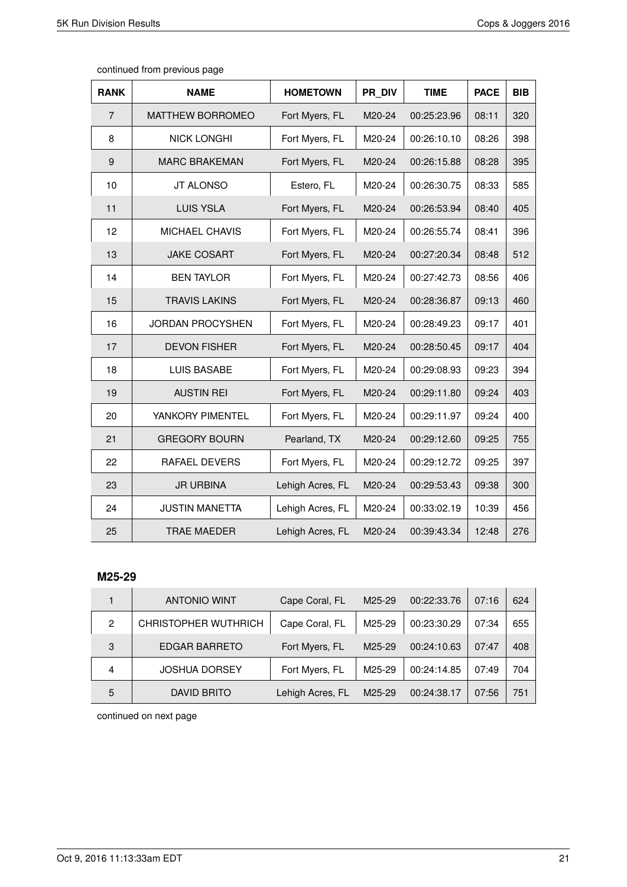continued from previous page

| RANK | NAME | HOMETOWN | PR_DIV | TIME | PACE | BIB |
|---|---|---|---|---|---|---|
| 7 | MATTHEW BORROMEO | Fort Myers, FL | M20-24 | 00:25:23.96 | 08:11 | 320 |
| 8 | NICK LONGHI | Fort Myers, FL | M20-24 | 00:26:10.10 | 08:26 | 398 |
| 9 | MARC BRAKEMAN | Fort Myers, FL | M20-24 | 00:26:15.88 | 08:28 | 395 |
| 10 | JT ALONSO | Estero, FL | M20-24 | 00:26:30.75 | 08:33 | 585 |
| 11 | LUIS YSLA | Fort Myers, FL | M20-24 | 00:26:53.94 | 08:40 | 405 |
| 12 | MICHAEL CHAVIS | Fort Myers, FL | M20-24 | 00:26:55.74 | 08:41 | 396 |
| 13 | JAKE COSART | Fort Myers, FL | M20-24 | 00:27:20.34 | 08:48 | 512 |
| 14 | BEN TAYLOR | Fort Myers, FL | M20-24 | 00:27:42.73 | 08:56 | 406 |
| 15 | TRAVIS LAKINS | Fort Myers, FL | M20-24 | 00:28:36.87 | 09:13 | 460 |
| 16 | JORDAN PROCYSHEN | Fort Myers, FL | M20-24 | 00:28:49.23 | 09:17 | 401 |
| 17 | DEVON FISHER | Fort Myers, FL | M20-24 | 00:28:50.45 | 09:17 | 404 |
| 18 | LUIS BASABE | Fort Myers, FL | M20-24 | 00:29:08.93 | 09:23 | 394 |
| 19 | AUSTIN REI | Fort Myers, FL | M20-24 | 00:29:11.80 | 09:24 | 403 |
| 20 | YANKORY PIMENTEL | Fort Myers, FL | M20-24 | 00:29:11.97 | 09:24 | 400 |
| 21 | GREGORY BOURN | Pearland, TX | M20-24 | 00:29:12.60 | 09:25 | 755 |
| 22 | RAFAEL DEVERS | Fort Myers, FL | M20-24 | 00:29:12.72 | 09:25 | 397 |
| 23 | JR URBINA | Lehigh Acres, FL | M20-24 | 00:29:53.43 | 09:38 | 300 |
| 24 | JUSTIN MANETTA | Lehigh Acres, FL | M20-24 | 00:33:02.19 | 10:39 | 456 |
| 25 | TRAE MAEDER | Lehigh Acres, FL | M20-24 | 00:39:43.34 | 12:48 | 276 |

### M25-29

| RANK | NAME | HOMETOWN | PR_DIV | TIME | PACE | BIB |
|---|---|---|---|---|---|---|
| 1 | ANTONIO WINT | Cape Coral, FL | M25-29 | 00:22:33.76 | 07:16 | 624 |
| 2 | CHRISTOPHER WUTHRICH | Cape Coral, FL | M25-29 | 00:23:30.29 | 07:34 | 655 |
| 3 | EDGAR BARRETO | Fort Myers, FL | M25-29 | 00:24:10.63 | 07:47 | 408 |
| 4 | JOSHUA DORSEY | Fort Myers, FL | M25-29 | 00:24:14.85 | 07:49 | 704 |
| 5 | DAVID BRITO | Lehigh Acres, FL | M25-29 | 00:24:38.17 | 07:56 | 751 |

continued on next page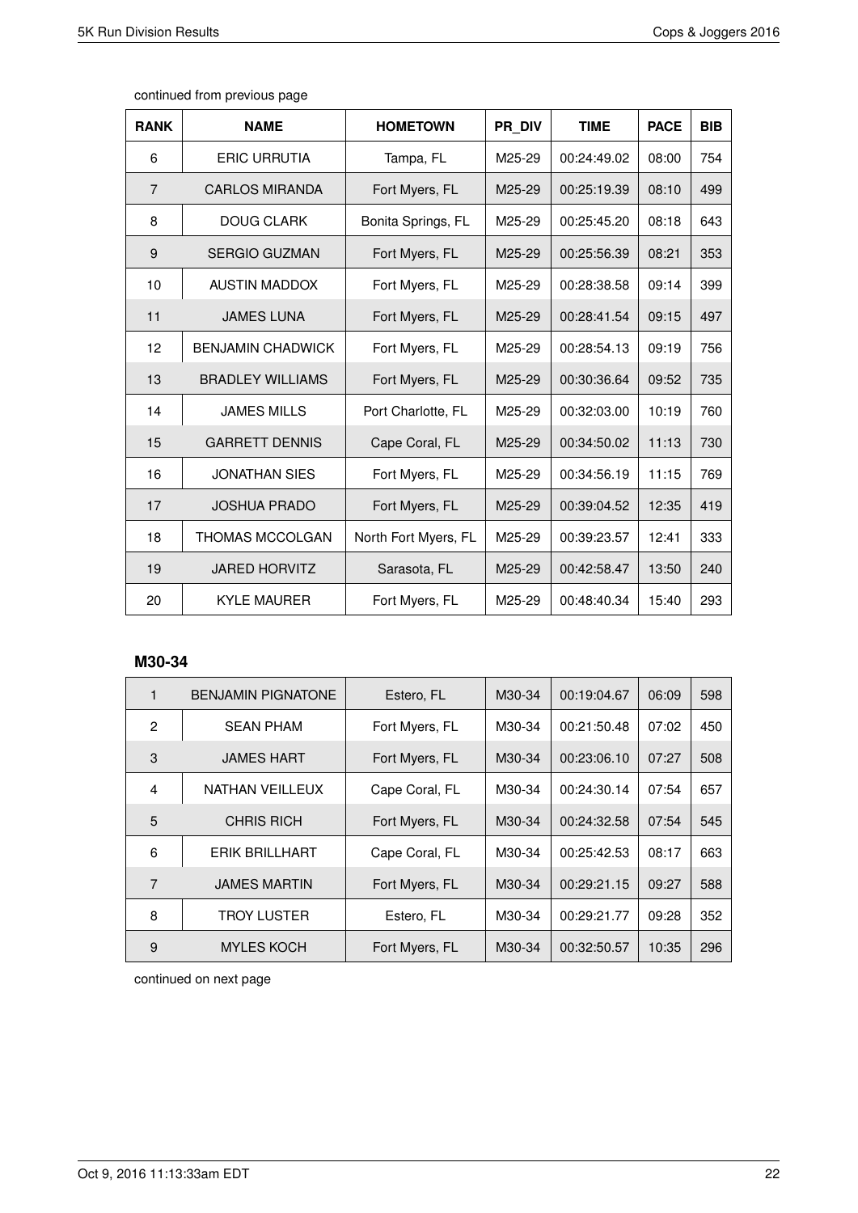continued from previous page

| RANK | NAME | HOMETOWN | PR_DIV | TIME | PACE | BIB |
|---|---|---|---|---|---|---|
| 6 | ERIC URRUTIA | Tampa, FL | M25-29 | 00:24:49.02 | 08:00 | 754 |
| 7 | CARLOS MIRANDA | Fort Myers, FL | M25-29 | 00:25:19.39 | 08:10 | 499 |
| 8 | DOUG CLARK | Bonita Springs, FL | M25-29 | 00:25:45.20 | 08:18 | 643 |
| 9 | SERGIO GUZMAN | Fort Myers, FL | M25-29 | 00:25:56.39 | 08:21 | 353 |
| 10 | AUSTIN MADDOX | Fort Myers, FL | M25-29 | 00:28:38.58 | 09:14 | 399 |
| 11 | JAMES LUNA | Fort Myers, FL | M25-29 | 00:28:41.54 | 09:15 | 497 |
| 12 | BENJAMIN CHADWICK | Fort Myers, FL | M25-29 | 00:28:54.13 | 09:19 | 756 |
| 13 | BRADLEY WILLIAMS | Fort Myers, FL | M25-29 | 00:30:36.64 | 09:52 | 735 |
| 14 | JAMES MILLS | Port Charlotte, FL | M25-29 | 00:32:03.00 | 10:19 | 760 |
| 15 | GARRETT DENNIS | Cape Coral, FL | M25-29 | 00:34:50.02 | 11:13 | 730 |
| 16 | JONATHAN SIES | Fort Myers, FL | M25-29 | 00:34:56.19 | 11:15 | 769 |
| 17 | JOSHUA PRADO | Fort Myers, FL | M25-29 | 00:39:04.52 | 12:35 | 419 |
| 18 | THOMAS MCCOLGAN | North Fort Myers, FL | M25-29 | 00:39:23.57 | 12:41 | 333 |
| 19 | JARED HORVITZ | Sarasota, FL | M25-29 | 00:42:58.47 | 13:50 | 240 |
| 20 | KYLE MAURER | Fort Myers, FL | M25-29 | 00:48:40.34 | 15:40 | 293 |

### M30-34

| RANK | NAME | HOMETOWN | PR_DIV | TIME | PACE | BIB |
|---|---|---|---|---|---|---|
| 1 | BENJAMIN PIGNATONE | Estero, FL | M30-34 | 00:19:04.67 | 06:09 | 598 |
| 2 | SEAN PHAM | Fort Myers, FL | M30-34 | 00:21:50.48 | 07:02 | 450 |
| 3 | JAMES HART | Fort Myers, FL | M30-34 | 00:23:06.10 | 07:27 | 508 |
| 4 | NATHAN VEILLEUX | Cape Coral, FL | M30-34 | 00:24:30.14 | 07:54 | 657 |
| 5 | CHRIS RICH | Fort Myers, FL | M30-34 | 00:24:32.58 | 07:54 | 545 |
| 6 | ERIK BRILLHART | Cape Coral, FL | M30-34 | 00:25:42.53 | 08:17 | 663 |
| 7 | JAMES MARTIN | Fort Myers, FL | M30-34 | 00:29:21.15 | 09:27 | 588 |
| 8 | TROY LUSTER | Estero, FL | M30-34 | 00:29:21.77 | 09:28 | 352 |
| 9 | MYLES KOCH | Fort Myers, FL | M30-34 | 00:32:50.57 | 10:35 | 296 |

continued on next page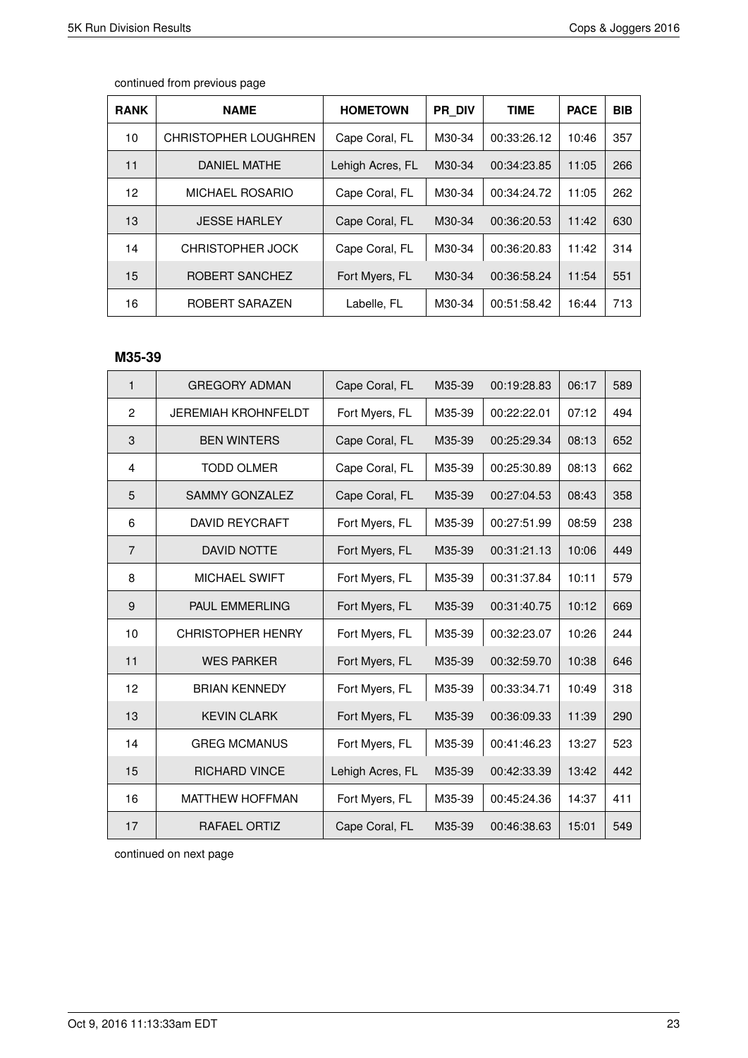continued from previous page

| RANK | NAME | HOMETOWN | PR_DIV | TIME | PACE | BIB |
|---|---|---|---|---|---|---|
| 10 | CHRISTOPHER LOUGHREN | Cape Coral, FL | M30-34 | 00:33:26.12 | 10:46 | 357 |
| 11 | DANIEL MATHE | Lehigh Acres, FL | M30-34 | 00:34:23.85 | 11:05 | 266 |
| 12 | MICHAEL ROSARIO | Cape Coral, FL | M30-34 | 00:34:24.72 | 11:05 | 262 |
| 13 | JESSE HARLEY | Cape Coral, FL | M30-34 | 00:36:20.53 | 11:42 | 630 |
| 14 | CHRISTOPHER JOCK | Cape Coral, FL | M30-34 | 00:36:20.83 | 11:42 | 314 |
| 15 | ROBERT SANCHEZ | Fort Myers, FL | M30-34 | 00:36:58.24 | 11:54 | 551 |
| 16 | ROBERT SARAZEN | Labelle, FL | M30-34 | 00:51:58.42 | 16:44 | 713 |

## M35-39

| RANK | NAME | HOMETOWN | PR_DIV | TIME | PACE | BIB |
|---|---|---|---|---|---|---|
| 1 | GREGORY ADMAN | Cape Coral, FL | M35-39 | 00:19:28.83 | 06:17 | 589 |
| 2 | JEREMIAH KROHNFELDT | Fort Myers, FL | M35-39 | 00:22:22.01 | 07:12 | 494 |
| 3 | BEN WINTERS | Cape Coral, FL | M35-39 | 00:25:29.34 | 08:13 | 652 |
| 4 | TODD OLMER | Cape Coral, FL | M35-39 | 00:25:30.89 | 08:13 | 662 |
| 5 | SAMMY GONZALEZ | Cape Coral, FL | M35-39 | 00:27:04.53 | 08:43 | 358 |
| 6 | DAVID REYCRAFT | Fort Myers, FL | M35-39 | 00:27:51.99 | 08:59 | 238 |
| 7 | DAVID NOTTE | Fort Myers, FL | M35-39 | 00:31:21.13 | 10:06 | 449 |
| 8 | MICHAEL SWIFT | Fort Myers, FL | M35-39 | 00:31:37.84 | 10:11 | 579 |
| 9 | PAUL EMMERLING | Fort Myers, FL | M35-39 | 00:31:40.75 | 10:12 | 669 |
| 10 | CHRISTOPHER HENRY | Fort Myers, FL | M35-39 | 00:32:23.07 | 10:26 | 244 |
| 11 | WES PARKER | Fort Myers, FL | M35-39 | 00:32:59.70 | 10:38 | 646 |
| 12 | BRIAN KENNEDY | Fort Myers, FL | M35-39 | 00:33:34.71 | 10:49 | 318 |
| 13 | KEVIN CLARK | Fort Myers, FL | M35-39 | 00:36:09.33 | 11:39 | 290 |
| 14 | GREG MCMANUS | Fort Myers, FL | M35-39 | 00:41:46.23 | 13:27 | 523 |
| 15 | RICHARD VINCE | Lehigh Acres, FL | M35-39 | 00:42:33.39 | 13:42 | 442 |
| 16 | MATTHEW HOFFMAN | Fort Myers, FL | M35-39 | 00:45:24.36 | 14:37 | 411 |
| 17 | RAFAEL ORTIZ | Cape Coral, FL | M35-39 | 00:46:38.63 | 15:01 | 549 |

continued on next page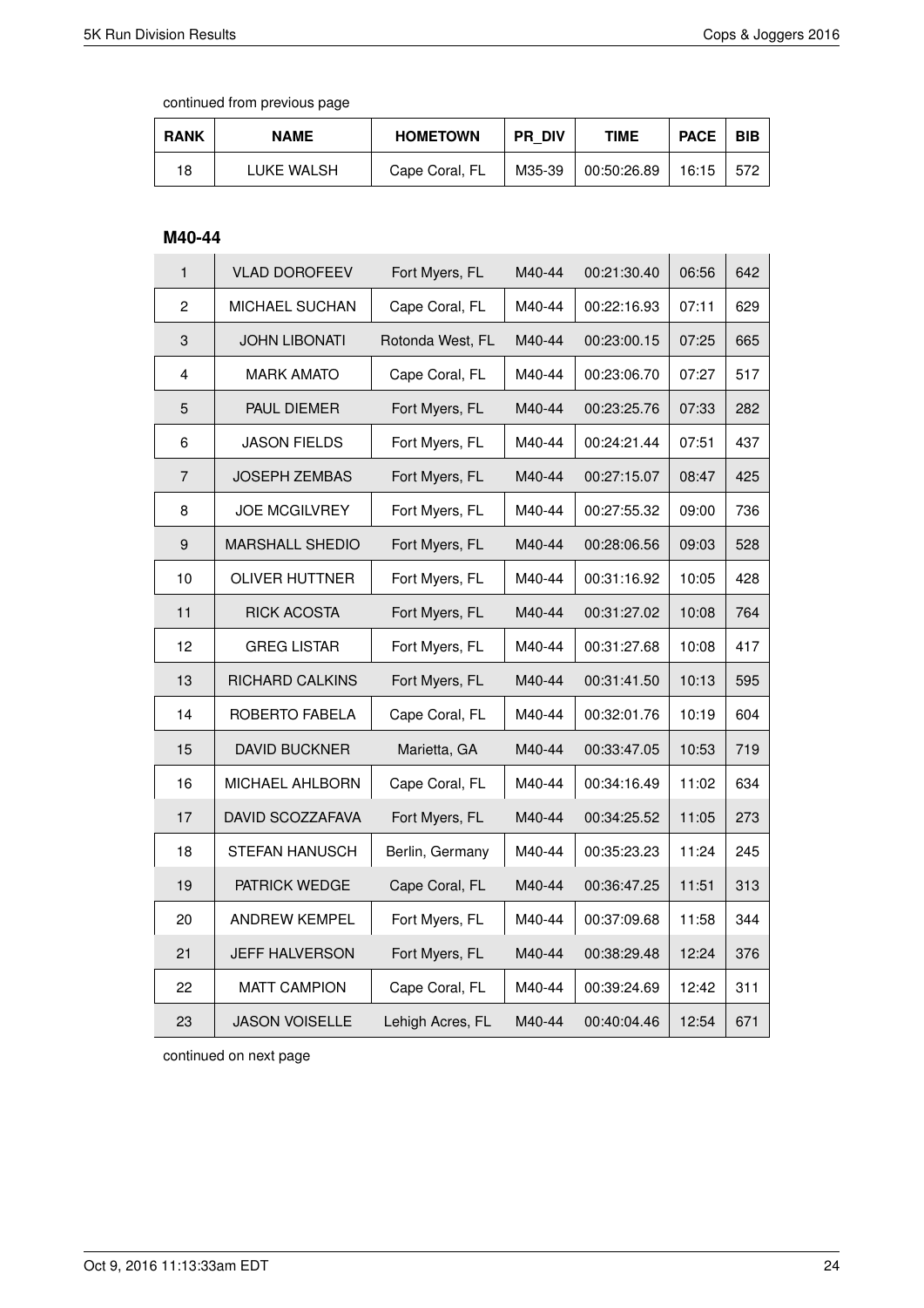continued from previous page

| RANK | NAME | HOMETOWN | PR_DIV | TIME | PACE | BIB |
|---|---|---|---|---|---|---|
| 18 | LUKE WALSH | Cape Coral, FL | M35-39 | 00:50:26.89 | 16:15 | 572 |

**M40-44**

| RANK | NAME | HOMETOWN | PR_DIV | TIME | PACE | BIB |
|---|---|---|---|---|---|---|
| 1 | VLAD DOROFEEV | Fort Myers, FL | M40-44 | 00:21:30.40 | 06:56 | 642 |
| 2 | MICHAEL SUCHAN | Cape Coral, FL | M40-44 | 00:22:16.93 | 07:11 | 629 |
| 3 | JOHN LIBONATI | Rotonda West, FL | M40-44 | 00:23:00.15 | 07:25 | 665 |
| 4 | MARK AMATO | Cape Coral, FL | M40-44 | 00:23:06.70 | 07:27 | 517 |
| 5 | PAUL DIEMER | Fort Myers, FL | M40-44 | 00:23:25.76 | 07:33 | 282 |
| 6 | JASON FIELDS | Fort Myers, FL | M40-44 | 00:24:21.44 | 07:51 | 437 |
| 7 | JOSEPH ZEMBAS | Fort Myers, FL | M40-44 | 00:27:15.07 | 08:47 | 425 |
| 8 | JOE MCGILVREY | Fort Myers, FL | M40-44 | 00:27:55.32 | 09:00 | 736 |
| 9 | MARSHALL SHEDIO | Fort Myers, FL | M40-44 | 00:28:06.56 | 09:03 | 528 |
| 10 | OLIVER HUTTNER | Fort Myers, FL | M40-44 | 00:31:16.92 | 10:05 | 428 |
| 11 | RICK ACOSTA | Fort Myers, FL | M40-44 | 00:31:27.02 | 10:08 | 764 |
| 12 | GREG LISTAR | Fort Myers, FL | M40-44 | 00:31:27.68 | 10:08 | 417 |
| 13 | RICHARD CALKINS | Fort Myers, FL | M40-44 | 00:31:41.50 | 10:13 | 595 |
| 14 | ROBERTO FABELA | Cape Coral, FL | M40-44 | 00:32:01.76 | 10:19 | 604 |
| 15 | DAVID BUCKNER | Marietta, GA | M40-44 | 00:33:47.05 | 10:53 | 719 |
| 16 | MICHAEL AHLBORN | Cape Coral, FL | M40-44 | 00:34:16.49 | 11:02 | 634 |
| 17 | DAVID SCOZZAFAVA | Fort Myers, FL | M40-44 | 00:34:25.52 | 11:05 | 273 |
| 18 | STEFAN HANUSCH | Berlin, Germany | M40-44 | 00:35:23.23 | 11:24 | 245 |
| 19 | PATRICK WEDGE | Cape Coral, FL | M40-44 | 00:36:47.25 | 11:51 | 313 |
| 20 | ANDREW KEMPEL | Fort Myers, FL | M40-44 | 00:37:09.68 | 11:58 | 344 |
| 21 | JEFF HALVERSON | Fort Myers, FL | M40-44 | 00:38:29.48 | 12:24 | 376 |
| 22 | MATT CAMPION | Cape Coral, FL | M40-44 | 00:39:24.69 | 12:42 | 311 |
| 23 | JASON VOISELLE | Lehigh Acres, FL | M40-44 | 00:40:04.46 | 12:54 | 671 |

continued on next page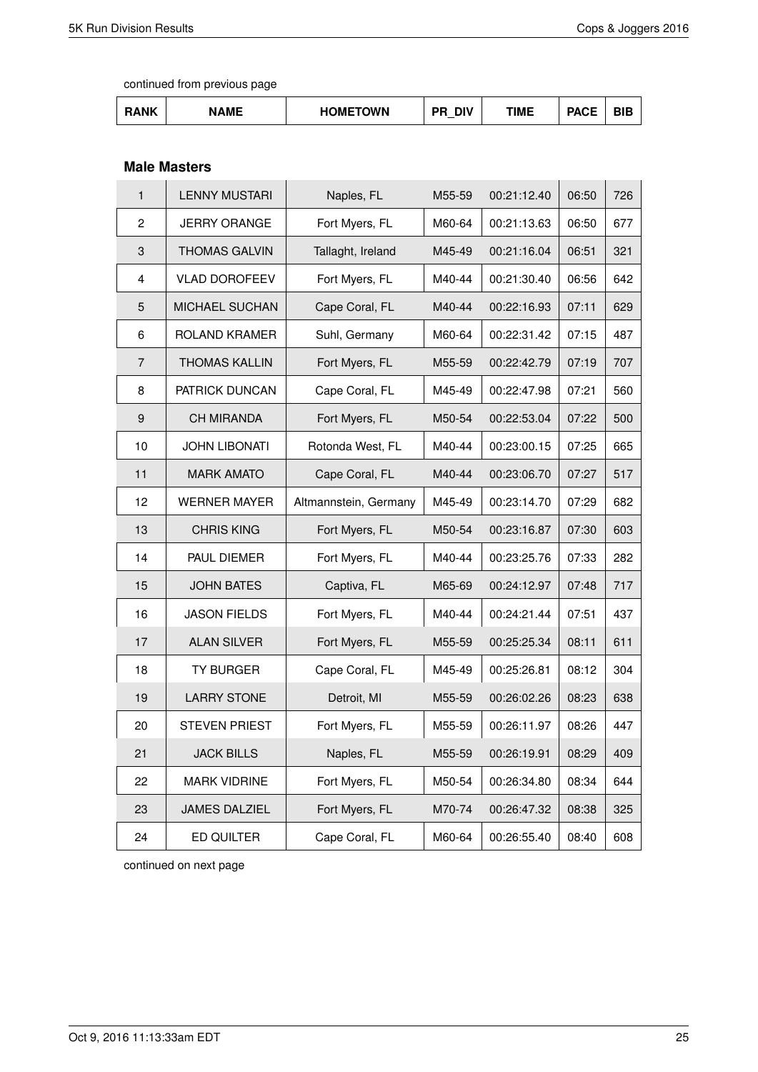continued from previous page

| RANK | NAME | HOMETOWN | PR_DIV | TIME | PACE | BIB |
|---|---|---|---|---|---|---|

### Male Masters

| RANK | NAME | HOMETOWN | PR_DIV | TIME | PACE | BIB |
|---|---|---|---|---|---|---|
| 1 | LENNY MUSTARI | Naples, FL | M55-59 | 00:21:12.40 | 06:50 | 726 |
| 2 | JERRY ORANGE | Fort Myers, FL | M60-64 | 00:21:13.63 | 06:50 | 677 |
| 3 | THOMAS GALVIN | Tallaght, Ireland | M45-49 | 00:21:16.04 | 06:51 | 321 |
| 4 | VLAD DOROFEEV | Fort Myers, FL | M40-44 | 00:21:30.40 | 06:56 | 642 |
| 5 | MICHAEL SUCHAN | Cape Coral, FL | M40-44 | 00:22:16.93 | 07:11 | 629 |
| 6 | ROLAND KRAMER | Suhl, Germany | M60-64 | 00:22:31.42 | 07:15 | 487 |
| 7 | THOMAS KALLIN | Fort Myers, FL | M55-59 | 00:22:42.79 | 07:19 | 707 |
| 8 | PATRICK DUNCAN | Cape Coral, FL | M45-49 | 00:22:47.98 | 07:21 | 560 |
| 9 | CH MIRANDA | Fort Myers, FL | M50-54 | 00:22:53.04 | 07:22 | 500 |
| 10 | JOHN LIBONATI | Rotonda West, FL | M40-44 | 00:23:00.15 | 07:25 | 665 |
| 11 | MARK AMATO | Cape Coral, FL | M40-44 | 00:23:06.70 | 07:27 | 517 |
| 12 | WERNER MAYER | Altmannstein, Germany | M45-49 | 00:23:14.70 | 07:29 | 682 |
| 13 | CHRIS KING | Fort Myers, FL | M50-54 | 00:23:16.87 | 07:30 | 603 |
| 14 | PAUL DIEMER | Fort Myers, FL | M40-44 | 00:23:25.76 | 07:33 | 282 |
| 15 | JOHN BATES | Captiva, FL | M65-69 | 00:24:12.97 | 07:48 | 717 |
| 16 | JASON FIELDS | Fort Myers, FL | M40-44 | 00:24:21.44 | 07:51 | 437 |
| 17 | ALAN SILVER | Fort Myers, FL | M55-59 | 00:25:25.34 | 08:11 | 611 |
| 18 | TY BURGER | Cape Coral, FL | M45-49 | 00:25:26.81 | 08:12 | 304 |
| 19 | LARRY STONE | Detroit, MI | M55-59 | 00:26:02.26 | 08:23 | 638 |
| 20 | STEVEN PRIEST | Fort Myers, FL | M55-59 | 00:26:11.97 | 08:26 | 447 |
| 21 | JACK BILLS | Naples, FL | M55-59 | 00:26:19.91 | 08:29 | 409 |
| 22 | MARK VIDRINE | Fort Myers, FL | M50-54 | 00:26:34.80 | 08:34 | 644 |
| 23 | JAMES DALZIEL | Fort Myers, FL | M70-74 | 00:26:47.32 | 08:38 | 325 |
| 24 | ED QUILTER | Cape Coral, FL | M60-64 | 00:26:55.40 | 08:40 | 608 |

continued on next page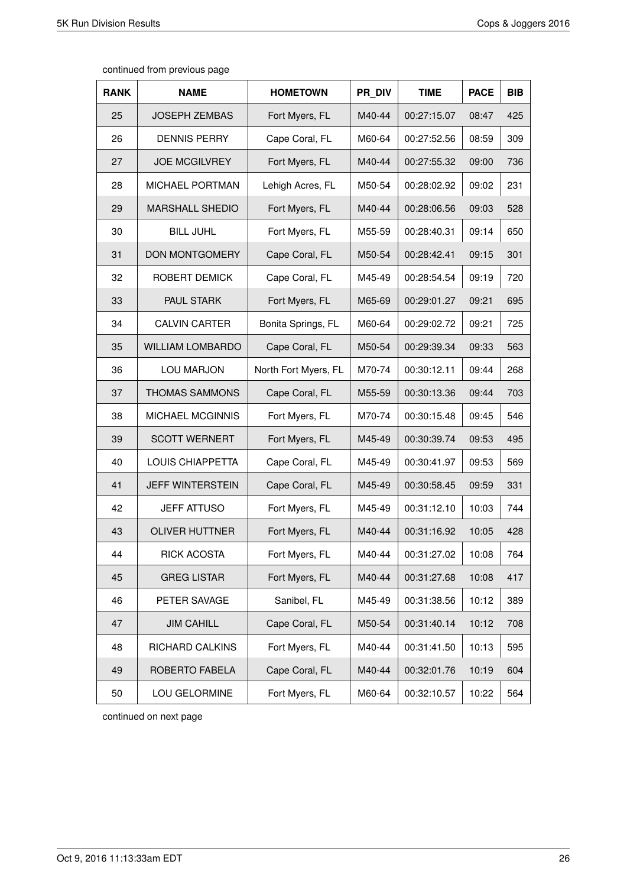continued from previous page

| RANK | NAME | HOMETOWN | PR_DIV | TIME | PACE | BIB |
|---|---|---|---|---|---|---|
| 25 | JOSEPH ZEMBAS | Fort Myers, FL | M40-44 | 00:27:15.07 | 08:47 | 425 |
| 26 | DENNIS PERRY | Cape Coral, FL | M60-64 | 00:27:52.56 | 08:59 | 309 |
| 27 | JOE MCGILVREY | Fort Myers, FL | M40-44 | 00:27:55.32 | 09:00 | 736 |
| 28 | MICHAEL PORTMAN | Lehigh Acres, FL | M50-54 | 00:28:02.92 | 09:02 | 231 |
| 29 | MARSHALL SHEDIO | Fort Myers, FL | M40-44 | 00:28:06.56 | 09:03 | 528 |
| 30 | BILL JUHL | Fort Myers, FL | M55-59 | 00:28:40.31 | 09:14 | 650 |
| 31 | DON MONTGOMERY | Cape Coral, FL | M50-54 | 00:28:42.41 | 09:15 | 301 |
| 32 | ROBERT DEMICK | Cape Coral, FL | M45-49 | 00:28:54.54 | 09:19 | 720 |
| 33 | PAUL STARK | Fort Myers, FL | M65-69 | 00:29:01.27 | 09:21 | 695 |
| 34 | CALVIN CARTER | Bonita Springs, FL | M60-64 | 00:29:02.72 | 09:21 | 725 |
| 35 | WILLIAM LOMBARDO | Cape Coral, FL | M50-54 | 00:29:39.34 | 09:33 | 563 |
| 36 | LOU MARJON | North Fort Myers, FL | M70-74 | 00:30:12.11 | 09:44 | 268 |
| 37 | THOMAS SAMMONS | Cape Coral, FL | M55-59 | 00:30:13.36 | 09:44 | 703 |
| 38 | MICHAEL MCGINNIS | Fort Myers, FL | M70-74 | 00:30:15.48 | 09:45 | 546 |
| 39 | SCOTT WERNERT | Fort Myers, FL | M45-49 | 00:30:39.74 | 09:53 | 495 |
| 40 | LOUIS CHIAPPETTA | Cape Coral, FL | M45-49 | 00:30:41.97 | 09:53 | 569 |
| 41 | JEFF WINTERSTEIN | Cape Coral, FL | M45-49 | 00:30:58.45 | 09:59 | 331 |
| 42 | JEFF ATTUSO | Fort Myers, FL | M45-49 | 00:31:12.10 | 10:03 | 744 |
| 43 | OLIVER HUTTNER | Fort Myers, FL | M40-44 | 00:31:16.92 | 10:05 | 428 |
| 44 | RICK ACOSTA | Fort Myers, FL | M40-44 | 00:31:27.02 | 10:08 | 764 |
| 45 | GREG LISTAR | Fort Myers, FL | M40-44 | 00:31:27.68 | 10:08 | 417 |
| 46 | PETER SAVAGE | Sanibel, FL | M45-49 | 00:31:38.56 | 10:12 | 389 |
| 47 | JIM CAHILL | Cape Coral, FL | M50-54 | 00:31:40.14 | 10:12 | 708 |
| 48 | RICHARD CALKINS | Fort Myers, FL | M40-44 | 00:31:41.50 | 10:13 | 595 |
| 49 | ROBERTO FABELA | Cape Coral, FL | M40-44 | 00:32:01.76 | 10:19 | 604 |
| 50 | LOU GELORMINE | Fort Myers, FL | M60-64 | 00:32:10.57 | 10:22 | 564 |

continued on next page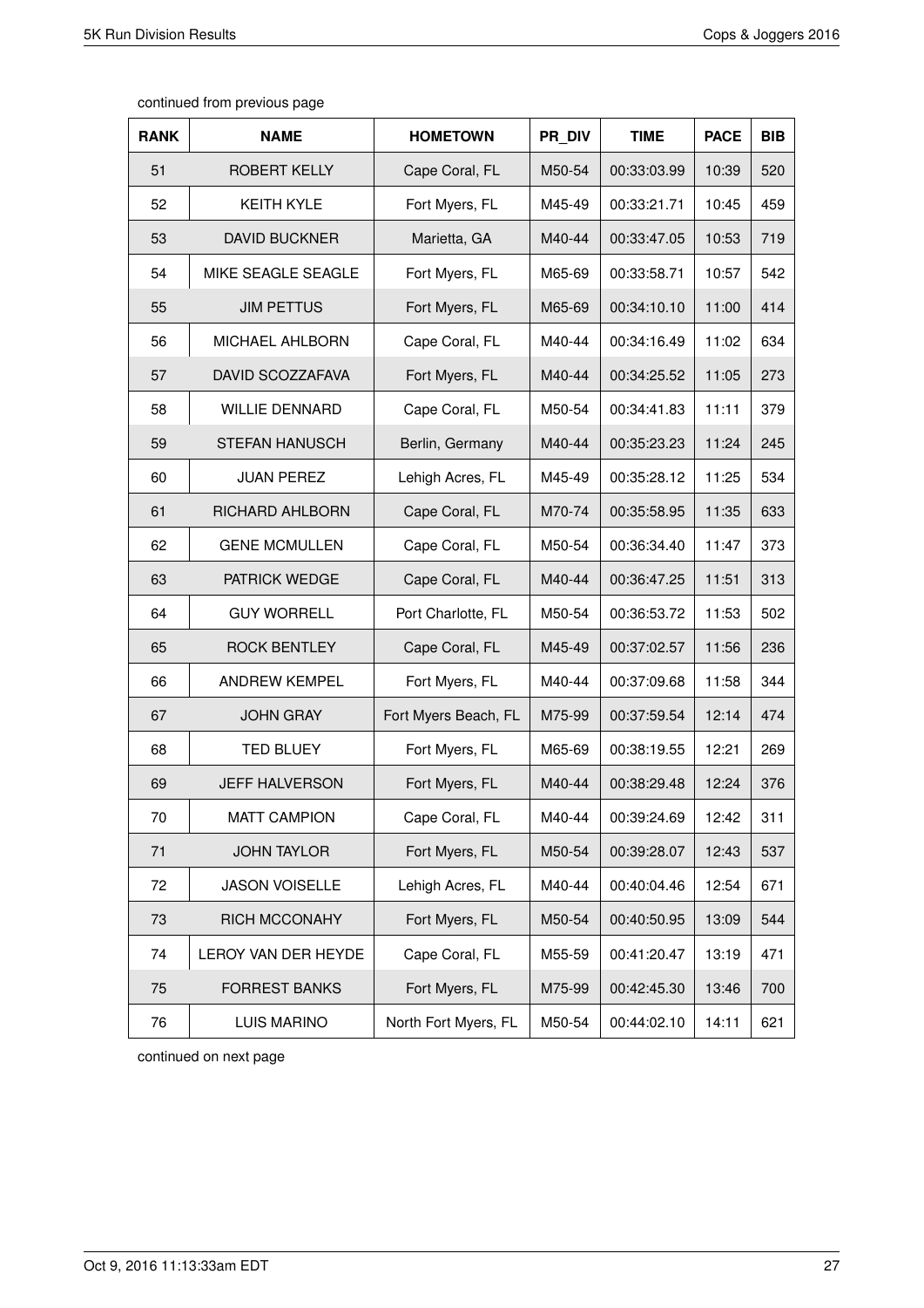continued from previous page

| RANK | NAME | HOMETOWN | PR_DIV | TIME | PACE | BIB |
| --- | --- | --- | --- | --- | --- | --- |
| 51 | ROBERT KELLY | Cape Coral, FL | M50-54 | 00:33:03.99 | 10:39 | 520 |
| 52 | KEITH KYLE | Fort Myers, FL | M45-49 | 00:33:21.71 | 10:45 | 459 |
| 53 | DAVID BUCKNER | Marietta, GA | M40-44 | 00:33:47.05 | 10:53 | 719 |
| 54 | MIKE SEAGLE SEAGLE | Fort Myers, FL | M65-69 | 00:33:58.71 | 10:57 | 542 |
| 55 | JIM PETTUS | Fort Myers, FL | M65-69 | 00:34:10.10 | 11:00 | 414 |
| 56 | MICHAEL AHLBORN | Cape Coral, FL | M40-44 | 00:34:16.49 | 11:02 | 634 |
| 57 | DAVID SCOZZAFAVA | Fort Myers, FL | M40-44 | 00:34:25.52 | 11:05 | 273 |
| 58 | WILLIE DENNARD | Cape Coral, FL | M50-54 | 00:34:41.83 | 11:11 | 379 |
| 59 | STEFAN HANUSCH | Berlin, Germany | M40-44 | 00:35:23.23 | 11:24 | 245 |
| 60 | JUAN PEREZ | Lehigh Acres, FL | M45-49 | 00:35:28.12 | 11:25 | 534 |
| 61 | RICHARD AHLBORN | Cape Coral, FL | M70-74 | 00:35:58.95 | 11:35 | 633 |
| 62 | GENE MCMULLEN | Cape Coral, FL | M50-54 | 00:36:34.40 | 11:47 | 373 |
| 63 | PATRICK WEDGE | Cape Coral, FL | M40-44 | 00:36:47.25 | 11:51 | 313 |
| 64 | GUY WORRELL | Port Charlotte, FL | M50-54 | 00:36:53.72 | 11:53 | 502 |
| 65 | ROCK BENTLEY | Cape Coral, FL | M45-49 | 00:37:02.57 | 11:56 | 236 |
| 66 | ANDREW KEMPEL | Fort Myers, FL | M40-44 | 00:37:09.68 | 11:58 | 344 |
| 67 | JOHN GRAY | Fort Myers Beach, FL | M75-99 | 00:37:59.54 | 12:14 | 474 |
| 68 | TED BLUEY | Fort Myers, FL | M65-69 | 00:38:19.55 | 12:21 | 269 |
| 69 | JEFF HALVERSON | Fort Myers, FL | M40-44 | 00:38:29.48 | 12:24 | 376 |
| 70 | MATT CAMPION | Cape Coral, FL | M40-44 | 00:39:24.69 | 12:42 | 311 |
| 71 | JOHN TAYLOR | Fort Myers, FL | M50-54 | 00:39:28.07 | 12:43 | 537 |
| 72 | JASON VOISELLE | Lehigh Acres, FL | M40-44 | 00:40:04.46 | 12:54 | 671 |
| 73 | RICH MCCONAHY | Fort Myers, FL | M50-54 | 00:40:50.95 | 13:09 | 544 |
| 74 | LEROY VAN DER HEYDE | Cape Coral, FL | M55-59 | 00:41:20.47 | 13:19 | 471 |
| 75 | FORREST BANKS | Fort Myers, FL | M75-99 | 00:42:45.30 | 13:46 | 700 |
| 76 | LUIS MARINO | North Fort Myers, FL | M50-54 | 00:44:02.10 | 14:11 | 621 |

continued on next page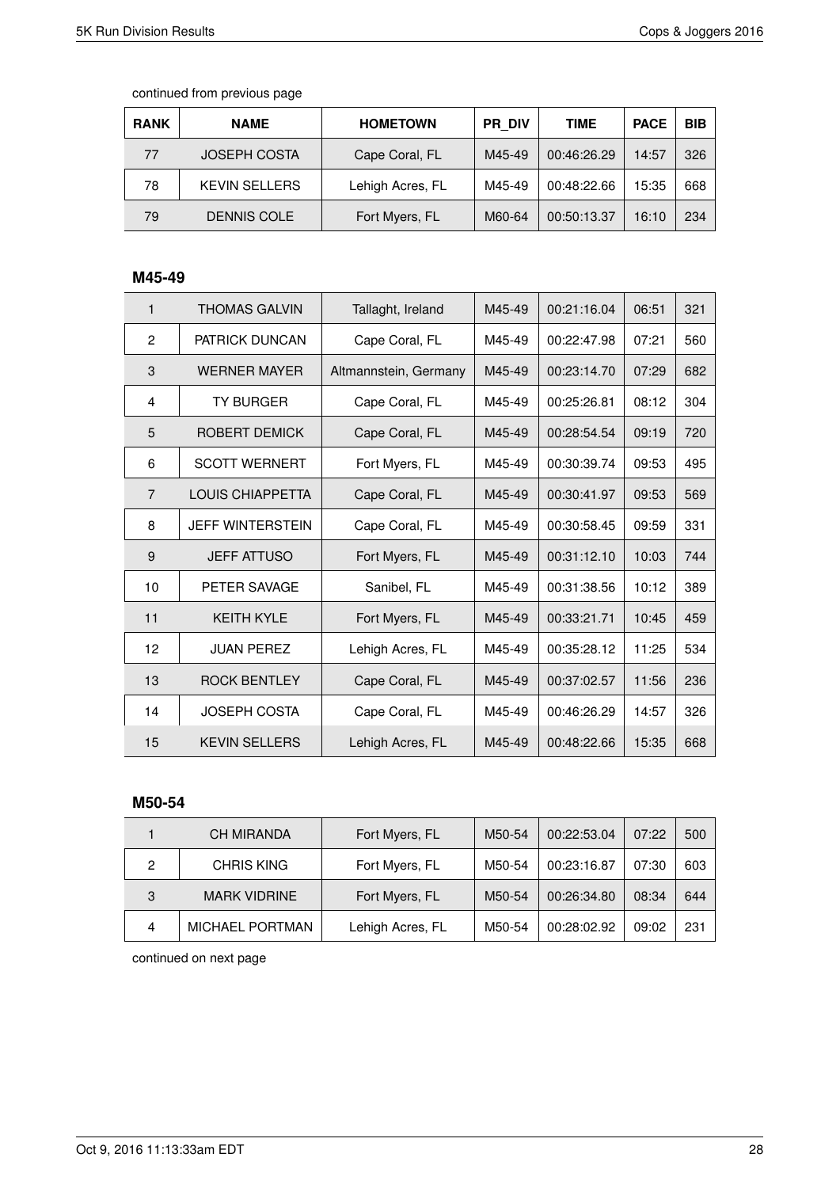continued from previous page

| RANK | NAME | HOMETOWN | PR_DIV | TIME | PACE | BIB |
|---|---|---|---|---|---|---|
| 77 | JOSEPH COSTA | Cape Coral, FL | M45-49 | 00:46:26.29 | 14:57 | 326 |
| 78 | KEVIN SELLERS | Lehigh Acres, FL | M45-49 | 00:48:22.66 | 15:35 | 668 |
| 79 | DENNIS COLE | Fort Myers, FL | M60-64 | 00:50:13.37 | 16:10 | 234 |

### M45-49

| RANK | NAME | HOMETOWN | PR_DIV | TIME | PACE | BIB |
|---|---|---|---|---|---|---|
| 1 | THOMAS GALVIN | Tallaght, Ireland | M45-49 | 00:21:16.04 | 06:51 | 321 |
| 2 | PATRICK DUNCAN | Cape Coral, FL | M45-49 | 00:22:47.98 | 07:21 | 560 |
| 3 | WERNER MAYER | Altmannstein, Germany | M45-49 | 00:23:14.70 | 07:29 | 682 |
| 4 | TY BURGER | Cape Coral, FL | M45-49 | 00:25:26.81 | 08:12 | 304 |
| 5 | ROBERT DEMICK | Cape Coral, FL | M45-49 | 00:28:54.54 | 09:19 | 720 |
| 6 | SCOTT WERNERT | Fort Myers, FL | M45-49 | 00:30:39.74 | 09:53 | 495 |
| 7 | LOUIS CHIAPPETTA | Cape Coral, FL | M45-49 | 00:30:41.97 | 09:53 | 569 |
| 8 | JEFF WINTERSTEIN | Cape Coral, FL | M45-49 | 00:30:58.45 | 09:59 | 331 |
| 9 | JEFF ATTUSO | Fort Myers, FL | M45-49 | 00:31:12.10 | 10:03 | 744 |
| 10 | PETER SAVAGE | Sanibel, FL | M45-49 | 00:31:38.56 | 10:12 | 389 |
| 11 | KEITH KYLE | Fort Myers, FL | M45-49 | 00:33:21.71 | 10:45 | 459 |
| 12 | JUAN PEREZ | Lehigh Acres, FL | M45-49 | 00:35:28.12 | 11:25 | 534 |
| 13 | ROCK BENTLEY | Cape Coral, FL | M45-49 | 00:37:02.57 | 11:56 | 236 |
| 14 | JOSEPH COSTA | Cape Coral, FL | M45-49 | 00:46:26.29 | 14:57 | 326 |
| 15 | KEVIN SELLERS | Lehigh Acres, FL | M45-49 | 00:48:22.66 | 15:35 | 668 |

### M50-54

| RANK | NAME | HOMETOWN | PR_DIV | TIME | PACE | BIB |
|---|---|---|---|---|---|---|
| 1 | CH MIRANDA | Fort Myers, FL | M50-54 | 00:22:53.04 | 07:22 | 500 |
| 2 | CHRIS KING | Fort Myers, FL | M50-54 | 00:23:16.87 | 07:30 | 603 |
| 3 | MARK VIDRINE | Fort Myers, FL | M50-54 | 00:26:34.80 | 08:34 | 644 |
| 4 | MICHAEL PORTMAN | Lehigh Acres, FL | M50-54 | 00:28:02.92 | 09:02 | 231 |

continued on next page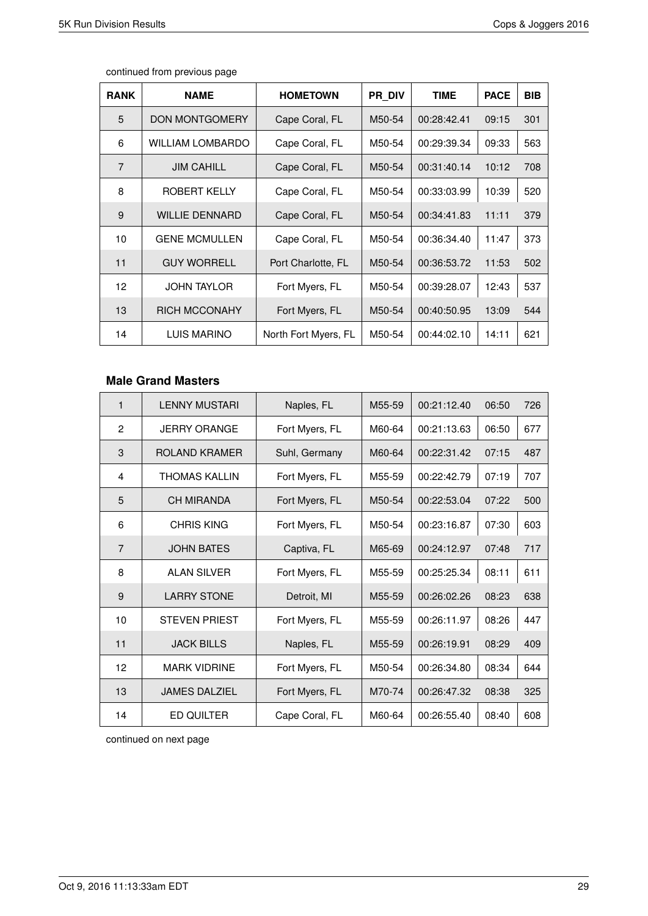continued from previous page

| RANK | NAME | HOMETOWN | PR_DIV | TIME | PACE | BIB |
|---|---|---|---|---|---|---|
| 5 | DON MONTGOMERY | Cape Coral, FL | M50-54 | 00:28:42.41 | 09:15 | 301 |
| 6 | WILLIAM LOMBARDO | Cape Coral, FL | M50-54 | 00:29:39.34 | 09:33 | 563 |
| 7 | JIM CAHILL | Cape Coral, FL | M50-54 | 00:31:40.14 | 10:12 | 708 |
| 8 | ROBERT KELLY | Cape Coral, FL | M50-54 | 00:33:03.99 | 10:39 | 520 |
| 9 | WILLIE DENNARD | Cape Coral, FL | M50-54 | 00:34:41.83 | 11:11 | 379 |
| 10 | GENE MCMULLEN | Cape Coral, FL | M50-54 | 00:36:34.40 | 11:47 | 373 |
| 11 | GUY WORRELL | Port Charlotte, FL | M50-54 | 00:36:53.72 | 11:53 | 502 |
| 12 | JOHN TAYLOR | Fort Myers, FL | M50-54 | 00:39:28.07 | 12:43 | 537 |
| 13 | RICH MCCONAHY | Fort Myers, FL | M50-54 | 00:40:50.95 | 13:09 | 544 |
| 14 | LUIS MARINO | North Fort Myers, FL | M50-54 | 00:44:02.10 | 14:11 | 621 |

### Male Grand Masters

| RANK | NAME | HOMETOWN | PR_DIV | TIME | PACE | BIB |
|---|---|---|---|---|---|---|
| 1 | LENNY MUSTARI | Naples, FL | M55-59 | 00:21:12.40 | 06:50 | 726 |
| 2 | JERRY ORANGE | Fort Myers, FL | M60-64 | 00:21:13.63 | 06:50 | 677 |
| 3 | ROLAND KRAMER | Suhl, Germany | M60-64 | 00:22:31.42 | 07:15 | 487 |
| 4 | THOMAS KALLIN | Fort Myers, FL | M55-59 | 00:22:42.79 | 07:19 | 707 |
| 5 | CH MIRANDA | Fort Myers, FL | M50-54 | 00:22:53.04 | 07:22 | 500 |
| 6 | CHRIS KING | Fort Myers, FL | M50-54 | 00:23:16.87 | 07:30 | 603 |
| 7 | JOHN BATES | Captiva, FL | M65-69 | 00:24:12.97 | 07:48 | 717 |
| 8 | ALAN SILVER | Fort Myers, FL | M55-59 | 00:25:25.34 | 08:11 | 611 |
| 9 | LARRY STONE | Detroit, MI | M55-59 | 00:26:02.26 | 08:23 | 638 |
| 10 | STEVEN PRIEST | Fort Myers, FL | M55-59 | 00:26:11.97 | 08:26 | 447 |
| 11 | JACK BILLS | Naples, FL | M55-59 | 00:26:19.91 | 08:29 | 409 |
| 12 | MARK VIDRINE | Fort Myers, FL | M50-54 | 00:26:34.80 | 08:34 | 644 |
| 13 | JAMES DALZIEL | Fort Myers, FL | M70-74 | 00:26:47.32 | 08:38 | 325 |
| 14 | ED QUILTER | Cape Coral, FL | M60-64 | 00:26:55.40 | 08:40 | 608 |

continued on next page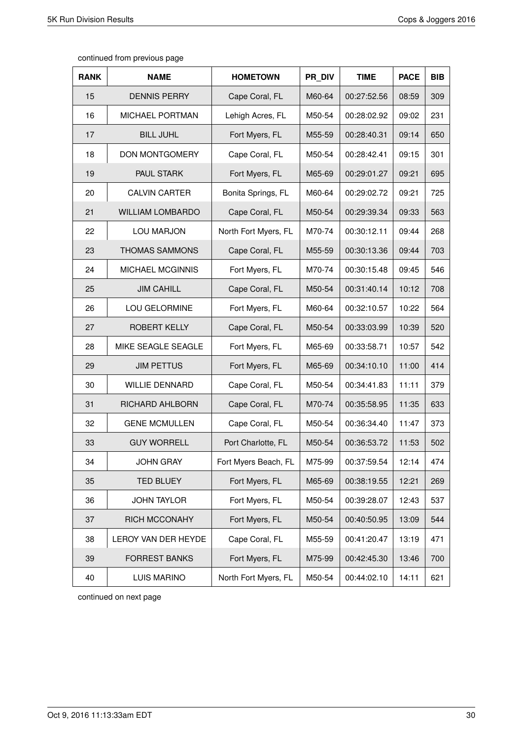continued from previous page

| RANK | NAME | HOMETOWN | PR_DIV | TIME | PACE | BIB |
|---|---|---|---|---|---|---|
| 15 | DENNIS PERRY | Cape Coral, FL | M60-64 | 00:27:52.56 | 08:59 | 309 |
| 16 | MICHAEL PORTMAN | Lehigh Acres, FL | M50-54 | 00:28:02.92 | 09:02 | 231 |
| 17 | BILL JUHL | Fort Myers, FL | M55-59 | 00:28:40.31 | 09:14 | 650 |
| 18 | DON MONTGOMERY | Cape Coral, FL | M50-54 | 00:28:42.41 | 09:15 | 301 |
| 19 | PAUL STARK | Fort Myers, FL | M65-69 | 00:29:01.27 | 09:21 | 695 |
| 20 | CALVIN CARTER | Bonita Springs, FL | M60-64 | 00:29:02.72 | 09:21 | 725 |
| 21 | WILLIAM LOMBARDO | Cape Coral, FL | M50-54 | 00:29:39.34 | 09:33 | 563 |
| 22 | LOU MARJON | North Fort Myers, FL | M70-74 | 00:30:12.11 | 09:44 | 268 |
| 23 | THOMAS SAMMONS | Cape Coral, FL | M55-59 | 00:30:13.36 | 09:44 | 703 |
| 24 | MICHAEL MCGINNIS | Fort Myers, FL | M70-74 | 00:30:15.48 | 09:45 | 546 |
| 25 | JIM CAHILL | Cape Coral, FL | M50-54 | 00:31:40.14 | 10:12 | 708 |
| 26 | LOU GELORMINE | Fort Myers, FL | M60-64 | 00:32:10.57 | 10:22 | 564 |
| 27 | ROBERT KELLY | Cape Coral, FL | M50-54 | 00:33:03.99 | 10:39 | 520 |
| 28 | MIKE SEAGLE SEAGLE | Fort Myers, FL | M65-69 | 00:33:58.71 | 10:57 | 542 |
| 29 | JIM PETTUS | Fort Myers, FL | M65-69 | 00:34:10.10 | 11:00 | 414 |
| 30 | WILLIE DENNARD | Cape Coral, FL | M50-54 | 00:34:41.83 | 11:11 | 379 |
| 31 | RICHARD AHLBORN | Cape Coral, FL | M70-74 | 00:35:58.95 | 11:35 | 633 |
| 32 | GENE MCMULLEN | Cape Coral, FL | M50-54 | 00:36:34.40 | 11:47 | 373 |
| 33 | GUY WORRELL | Port Charlotte, FL | M50-54 | 00:36:53.72 | 11:53 | 502 |
| 34 | JOHN GRAY | Fort Myers Beach, FL | M75-99 | 00:37:59.54 | 12:14 | 474 |
| 35 | TED BLUEY | Fort Myers, FL | M65-69 | 00:38:19.55 | 12:21 | 269 |
| 36 | JOHN TAYLOR | Fort Myers, FL | M50-54 | 00:39:28.07 | 12:43 | 537 |
| 37 | RICH MCCONAHY | Fort Myers, FL | M50-54 | 00:40:50.95 | 13:09 | 544 |
| 38 | LEROY VAN DER HEYDE | Cape Coral, FL | M55-59 | 00:41:20.47 | 13:19 | 471 |
| 39 | FORREST BANKS | Fort Myers, FL | M75-99 | 00:42:45.30 | 13:46 | 700 |
| 40 | LUIS MARINO | North Fort Myers, FL | M50-54 | 00:44:02.10 | 14:11 | 621 |

continued on next page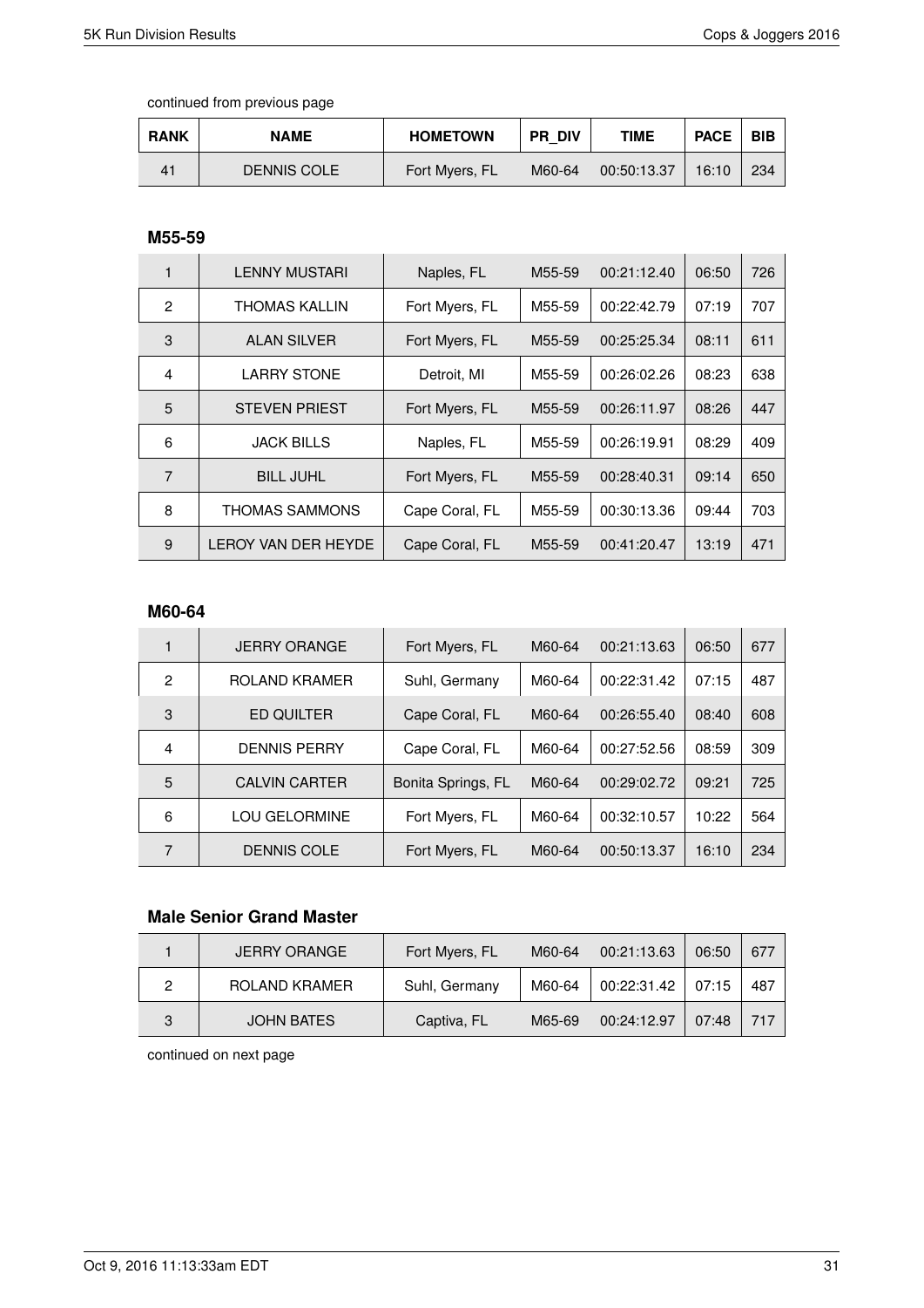continued from previous page

| RANK | NAME | HOMETOWN | PR_DIV | TIME | PACE | BIB |
|---|---|---|---|---|---|---|
| 41 | DENNIS COLE | Fort Myers, FL | M60-64 | 00:50:13.37 | 16:10 | 234 |

### M55-59

| RANK | NAME | HOMETOWN | PR_DIV | TIME | PACE | BIB |
|---|---|---|---|---|---|---|
| 1 | LENNY MUSTARI | Naples, FL | M55-59 | 00:21:12.40 | 06:50 | 726 |
| 2 | THOMAS KALLIN | Fort Myers, FL | M55-59 | 00:22:42.79 | 07:19 | 707 |
| 3 | ALAN SILVER | Fort Myers, FL | M55-59 | 00:25:25.34 | 08:11 | 611 |
| 4 | LARRY STONE | Detroit, MI | M55-59 | 00:26:02.26 | 08:23 | 638 |
| 5 | STEVEN PRIEST | Fort Myers, FL | M55-59 | 00:26:11.97 | 08:26 | 447 |
| 6 | JACK BILLS | Naples, FL | M55-59 | 00:26:19.91 | 08:29 | 409 |
| 7 | BILL JUHL | Fort Myers, FL | M55-59 | 00:28:40.31 | 09:14 | 650 |
| 8 | THOMAS SAMMONS | Cape Coral, FL | M55-59 | 00:30:13.36 | 09:44 | 703 |
| 9 | LEROY VAN DER HEYDE | Cape Coral, FL | M55-59 | 00:41:20.47 | 13:19 | 471 |

### M60-64

| RANK | NAME | HOMETOWN | PR_DIV | TIME | PACE | BIB |
|---|---|---|---|---|---|---|
| 1 | JERRY ORANGE | Fort Myers, FL | M60-64 | 00:21:13.63 | 06:50 | 677 |
| 2 | ROLAND KRAMER | Suhl, Germany | M60-64 | 00:22:31.42 | 07:15 | 487 |
| 3 | ED QUILTER | Cape Coral, FL | M60-64 | 00:26:55.40 | 08:40 | 608 |
| 4 | DENNIS PERRY | Cape Coral, FL | M60-64 | 00:27:52.56 | 08:59 | 309 |
| 5 | CALVIN CARTER | Bonita Springs, FL | M60-64 | 00:29:02.72 | 09:21 | 725 |
| 6 | LOU GELORMINE | Fort Myers, FL | M60-64 | 00:32:10.57 | 10:22 | 564 |
| 7 | DENNIS COLE | Fort Myers, FL | M60-64 | 00:50:13.37 | 16:10 | 234 |

### Male Senior Grand Master

| RANK | NAME | HOMETOWN | PR_DIV | TIME | PACE | BIB |
|---|---|---|---|---|---|---|
| 1 | JERRY ORANGE | Fort Myers, FL | M60-64 | 00:21:13.63 | 06:50 | 677 |
| 2 | ROLAND KRAMER | Suhl, Germany | M60-64 | 00:22:31.42 | 07:15 | 487 |
| 3 | JOHN BATES | Captiva, FL | M65-69 | 00:24:12.97 | 07:48 | 717 |

continued on next page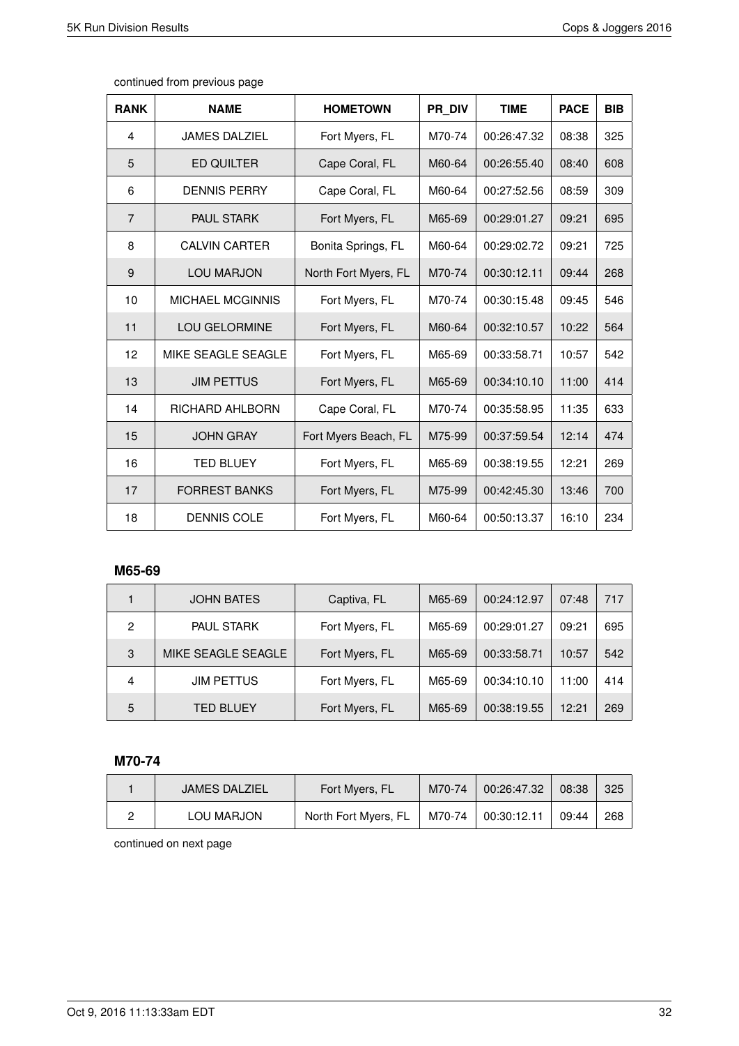continued from previous page

| RANK | NAME | HOMETOWN | PR_DIV | TIME | PACE | BIB |
|---|---|---|---|---|---|---|
| 4 | JAMES DALZIEL | Fort Myers, FL | M70-74 | 00:26:47.32 | 08:38 | 325 |
| 5 | ED QUILTER | Cape Coral, FL | M60-64 | 00:26:55.40 | 08:40 | 608 |
| 6 | DENNIS PERRY | Cape Coral, FL | M60-64 | 00:27:52.56 | 08:59 | 309 |
| 7 | PAUL STARK | Fort Myers, FL | M65-69 | 00:29:01.27 | 09:21 | 695 |
| 8 | CALVIN CARTER | Bonita Springs, FL | M60-64 | 00:29:02.72 | 09:21 | 725 |
| 9 | LOU MARJON | North Fort Myers, FL | M70-74 | 00:30:12.11 | 09:44 | 268 |
| 10 | MICHAEL MCGINNIS | Fort Myers, FL | M70-74 | 00:30:15.48 | 09:45 | 546 |
| 11 | LOU GELORMINE | Fort Myers, FL | M60-64 | 00:32:10.57 | 10:22 | 564 |
| 12 | MIKE SEAGLE SEAGLE | Fort Myers, FL | M65-69 | 00:33:58.71 | 10:57 | 542 |
| 13 | JIM PETTUS | Fort Myers, FL | M65-69 | 00:34:10.10 | 11:00 | 414 |
| 14 | RICHARD AHLBORN | Cape Coral, FL | M70-74 | 00:35:58.95 | 11:35 | 633 |
| 15 | JOHN GRAY | Fort Myers Beach, FL | M75-99 | 00:37:59.54 | 12:14 | 474 |
| 16 | TED BLUEY | Fort Myers, FL | M65-69 | 00:38:19.55 | 12:21 | 269 |
| 17 | FORREST BANKS | Fort Myers, FL | M75-99 | 00:42:45.30 | 13:46 | 700 |
| 18 | DENNIS COLE | Fort Myers, FL | M60-64 | 00:50:13.37 | 16:10 | 234 |

### M65-69

| RANK | NAME | HOMETOWN | PR_DIV | TIME | PACE | BIB |
|---|---|---|---|---|---|---|
| 1 | JOHN BATES | Captiva, FL | M65-69 | 00:24:12.97 | 07:48 | 717 |
| 2 | PAUL STARK | Fort Myers, FL | M65-69 | 00:29:01.27 | 09:21 | 695 |
| 3 | MIKE SEAGLE SEAGLE | Fort Myers, FL | M65-69 | 00:33:58.71 | 10:57 | 542 |
| 4 | JIM PETTUS | Fort Myers, FL | M65-69 | 00:34:10.10 | 11:00 | 414 |
| 5 | TED BLUEY | Fort Myers, FL | M65-69 | 00:38:19.55 | 12:21 | 269 |

### M70-74

| RANK | NAME | HOMETOWN | PR_DIV | TIME | PACE | BIB |
|---|---|---|---|---|---|---|
| 1 | JAMES DALZIEL | Fort Myers, FL | M70-74 | 00:26:47.32 | 08:38 | 325 |
| 2 | LOU MARJON | North Fort Myers, FL | M70-74 | 00:30:12.11 | 09:44 | 268 |

continued on next page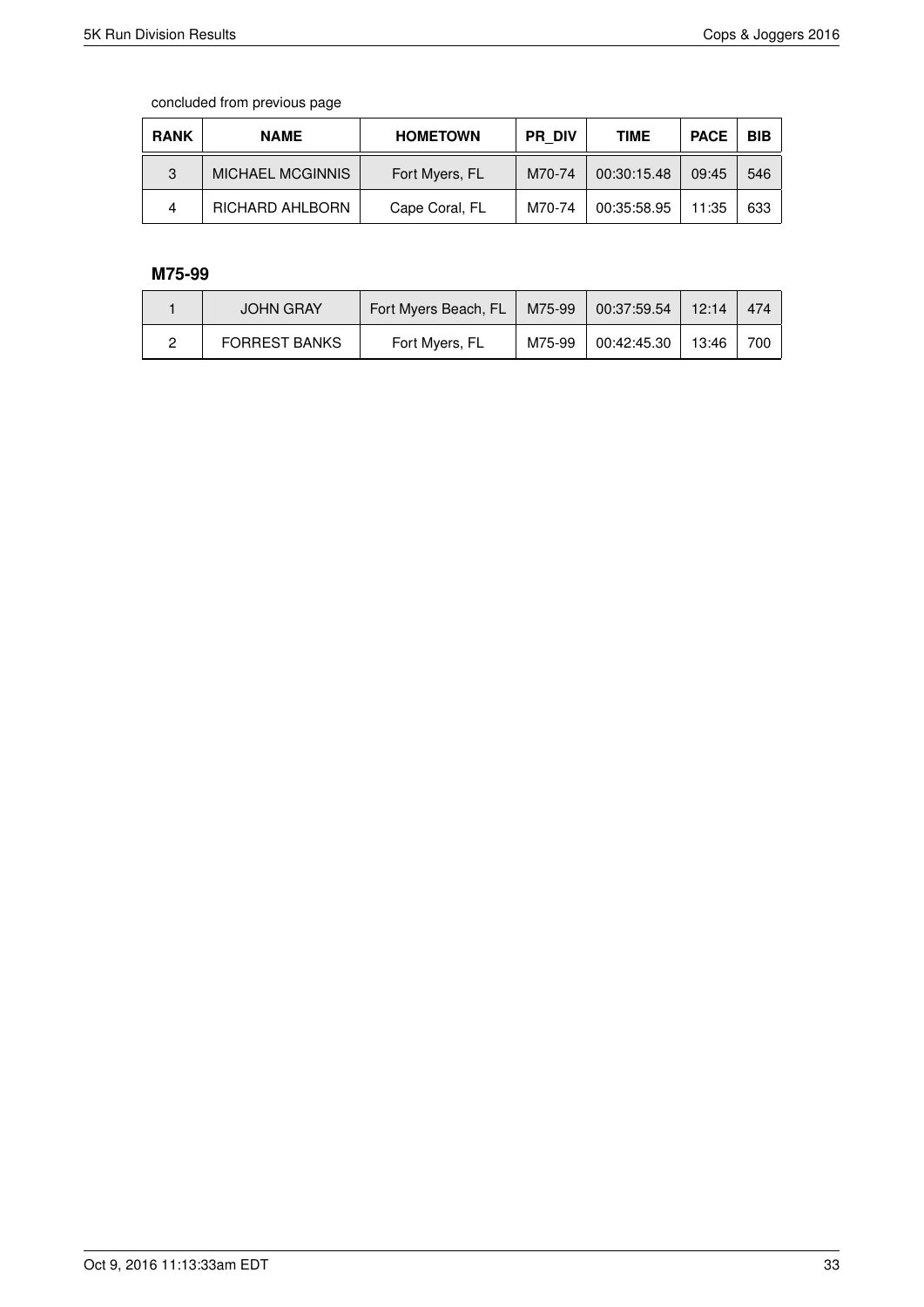concluded from previous page

| RANK | NAME | HOMETOWN | PR_DIV | TIME | PACE | BIB |
|---|---|---|---|---|---|---|
| 3 | MICHAEL MCGINNIS | Fort Myers, FL | M70-74 | 00:30:15.48 | 09:45 | 546 |
| 4 | RICHARD AHLBORN | Cape Coral, FL | M70-74 | 00:35:58.95 | 11:35 | 633 |

### M75-99

| | | | | | | |
|---|---|---|---|---|---|---|
| 1 | JOHN GRAY | Fort Myers Beach, FL | M75-99 | 00:37:59.54 | 12:14 | 474 |
| 2 | FORREST BANKS | Fort Myers, FL | M75-99 | 00:42:45.30 | 13:46 | 700 |